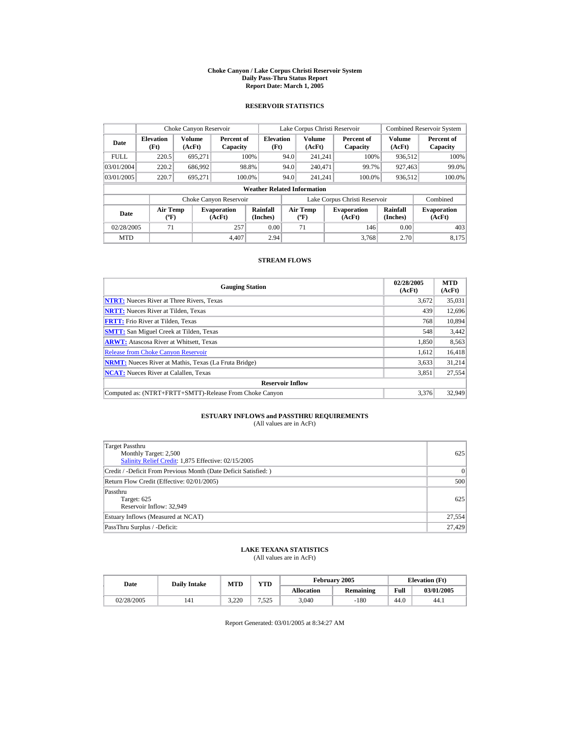# Choke Canyon / Lake Corpus Christi Reservoir System
## Daily Pass-Thru Status Report
### Report Date: March 1, 2005

## RESERVOIR STATISTICS

| Date | Choke Canyon Reservoir | | | Lake Corpus Christi Reservoir | | | Combined Reservoir System | |
|---|---|---|---|---|---|---|---|---|
| | Elevation (Ft) | Volume (AcFt) | Percent of Capacity | Elevation (Ft) | Volume (AcFt) | Percent of Capacity | Volume (AcFt) | Percent of Capacity |
| FULL | 220.5 | 695,271 | 100% | 94.0 | 241,241 | 100% | 936,512 | 100% |
| 03/01/2004 | 220.2 | 686,992 | 98.8% | 94.0 | 240,471 | 99.7% | 927,463 | 99.0% |
| 03/01/2005 | 220.7 | 695,271 | 100.0% | 94.0 | 241,241 | 100.0% | 936,512 | 100.0% |

**Weather Related Information**

| Date | Choke Canyon Reservoir | | | Lake Corpus Christi Reservoir | | | Combined |
|---|---|---|---|---|---|---|---|
| | Air Temp (ºF) | Evaporation (AcFt) | Rainfall (Inches) | Air Temp (ºF) | Evaporation (AcFt) | Rainfall (Inches) | Evaporation (AcFt) |
| 02/28/2005 | 71 | 257 | 0.00 | 71 | 146 | 0.00 | 403 |
| MTD | | 4,407 | 2.94 | | 3,768 | 2.70 | 8,175 |

## STREAM FLOWS

| Gauging Station | 02/28/2005 (AcFt) | MTD (AcFt) |
|---|---|---|
| **NTRT:** Nueces River at Three Rivers, Texas | 3,672 | 35,031 |
| **NRTT:** Nueces River at Tilden, Texas | 439 | 12,696 |
| **FRTT:** Frio River at Tilden, Texas | 768 | 10,894 |
| **SMTT:** San Miguel Creek at Tilden, Texas | 548 | 3,442 |
| **ARWT:** Atascosa River at Whitsett, Texas | 1,850 | 8,563 |
| Release from Choke Canyon Reservoir | 1,612 | 16,418 |
| **NRMT:** Nueces River at Mathis, Texas (La Fruta Bridge) | 3,633 | 31,214 |
| **NCAT:** Nueces River at Calallen, Texas | 3,851 | 27,554 |
| **Reservoir Inflow** | | |
| Computed as: (NTRT+FRTT+SMTT)-Release From Choke Canyon | 3,376 | 32,949 |

## ESTUARY INFLOWS and PASSTHRU REQUIREMENTS
(All values are in AcFt)

| | |
|---|---|
| Target Passthru<br>Monthly Target: 2,500<br>Salinity Relief Credit: 1,875 Effective: 02/15/2005 | 625 |
| Credit / -Deficit From Previous Month (Date Deficit Satisfied: ) | 0 |
| Return Flow Credit (Effective: 02/01/2005) | 500 |
| Passthru<br>Target: 625<br>Reservoir Inflow: 32,949 | 625 |
| Estuary Inflows (Measured at NCAT) | 27,554 |
| PassThru Surplus / -Deficit: | 27,429 |

## LAKE TEXANA STATISTICS
(All values are in AcFt)

| Date | Daily Intake | MTD | YTD | February 2005 | | Elevation (Ft) | |
|---|---|---|---|---|---|---|---|
| | | | | Allocation | Remaining | Full | 03/01/2005 |
| 02/28/2005 | 141 | 3,220 | 7,525 | 3,040 | -180 | 44.0 | 44.1 |

Report Generated: 03/01/2005 at 8:34:27 AM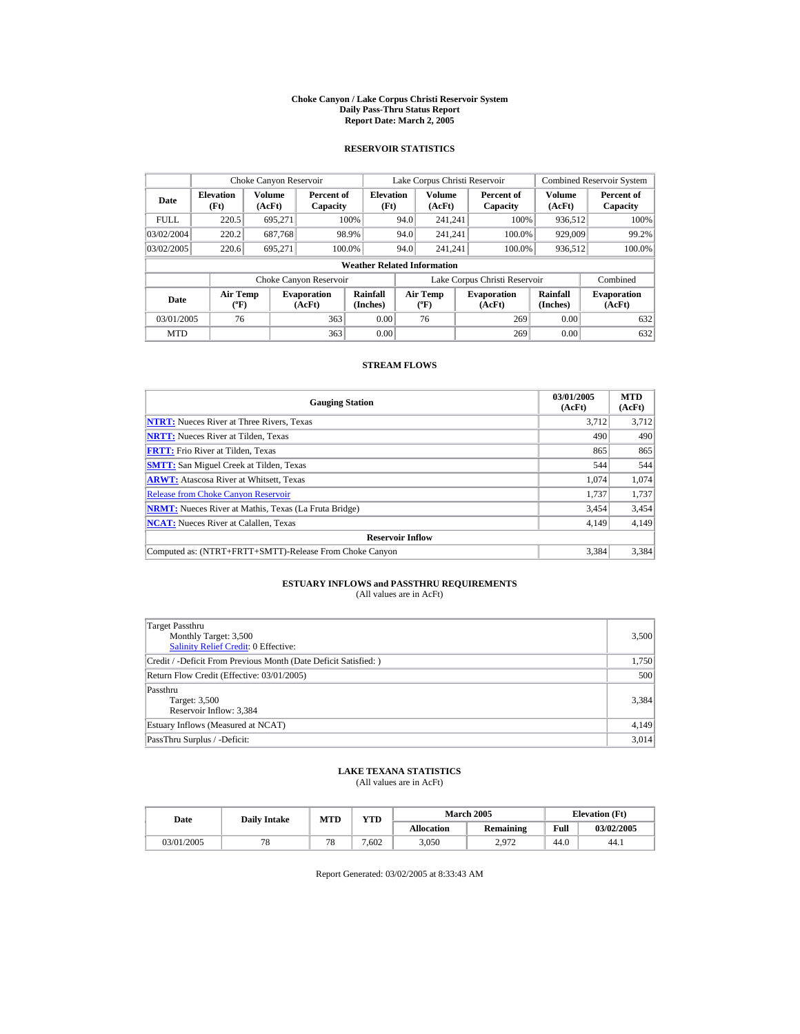# Choke Canyon / Lake Corpus Christi Reservoir System
## Daily Pass-Thru Status Report
### Report Date: March 2, 2005

## RESERVOIR STATISTICS

| Date | Choke Canyon Reservoir | | | Lake Corpus Christi Reservoir | | | Combined Reservoir System | |
|---|---|---|---|---|---|---|---|---|
| | Elevation (Ft) | Volume (AcFt) | Percent of Capacity | Elevation (Ft) | Volume (AcFt) | Percent of Capacity | Volume (AcFt) | Percent of Capacity |
| FULL | 220.5 | 695,271 | 100% | 94.0 | 241,241 | 100% | 936,512 | 100% |
| 03/02/2004 | 220.2 | 687,768 | 98.9% | 94.0 | 241,241 | 100.0% | 929,009 | 99.2% |
| 03/02/2005 | 220.6 | 695,271 | 100.0% | 94.0 | 241,241 | 100.0% | 936,512 | 100.0% |

**Weather Related Information**

| Date | Choke Canyon Reservoir | | | Lake Corpus Christi Reservoir | | | Combined |
|---|---|---|---|---|---|---|---|
| | Air Temp (ºF) | Evaporation (AcFt) | Rainfall (Inches) | Air Temp (ºF) | Evaporation (AcFt) | Rainfall (Inches) | Evaporation (AcFt) |
| 03/01/2005 | 76 | 363 | 0.00 | 76 | 269 | 0.00 | 632 |
| MTD | | 363 | 0.00 | | 269 | 0.00 | 632 |

## STREAM FLOWS

| Gauging Station | 03/01/2005 (AcFt) | MTD (AcFt) |
|---|---|---|
| **NTRT:** Nueces River at Three Rivers, Texas | 3,712 | 3,712 |
| **NRTT:** Nueces River at Tilden, Texas | 490 | 490 |
| **FRTT:** Frio River at Tilden, Texas | 865 | 865 |
| **SMTT:** San Miguel Creek at Tilden, Texas | 544 | 544 |
| **ARWT:** Atascosa River at Whitsett, Texas | 1,074 | 1,074 |
| Release from Choke Canyon Reservoir | 1,737 | 1,737 |
| **NRMT:** Nueces River at Mathis, Texas (La Fruta Bridge) | 3,454 | 3,454 |
| **NCAT:** Nueces River at Calallen, Texas | 4,149 | 4,149 |
| **Reservoir Inflow** | | |
| Computed as: (NTRT+FRTT+SMTT)-Release From Choke Canyon | 3,384 | 3,384 |

## ESTUARY INFLOWS and PASSTHRU REQUIREMENTS
(All values are in AcFt)

| Description | Value |
|---|---|
| Target Passthru<br>Monthly Target: 3,500<br>Salinity Relief Credit: 0 Effective: | 3,500 |
| Credit / -Deficit From Previous Month (Date Deficit Satisfied: ) | 1,750 |
| Return Flow Credit (Effective: 03/01/2005) | 500 |
| Passthru<br>Target: 3,500<br>Reservoir Inflow: 3,384 | 3,384 |
| Estuary Inflows (Measured at NCAT) | 4,149 |
| PassThru Surplus / -Deficit: | 3,014 |

## LAKE TEXANA STATISTICS
(All values are in AcFt)

| Date | Daily Intake | MTD | YTD | March 2005 | | Elevation (Ft) | |
|---|---|---|---|---|---|---|---|
| | | | | Allocation | Remaining | Full | 03/02/2005 |
| 03/01/2005 | 78 | 78 | 7,602 | 3,050 | 2,972 | 44.0 | 44.1 |

Report Generated: 03/02/2005 at 8:33:43 AM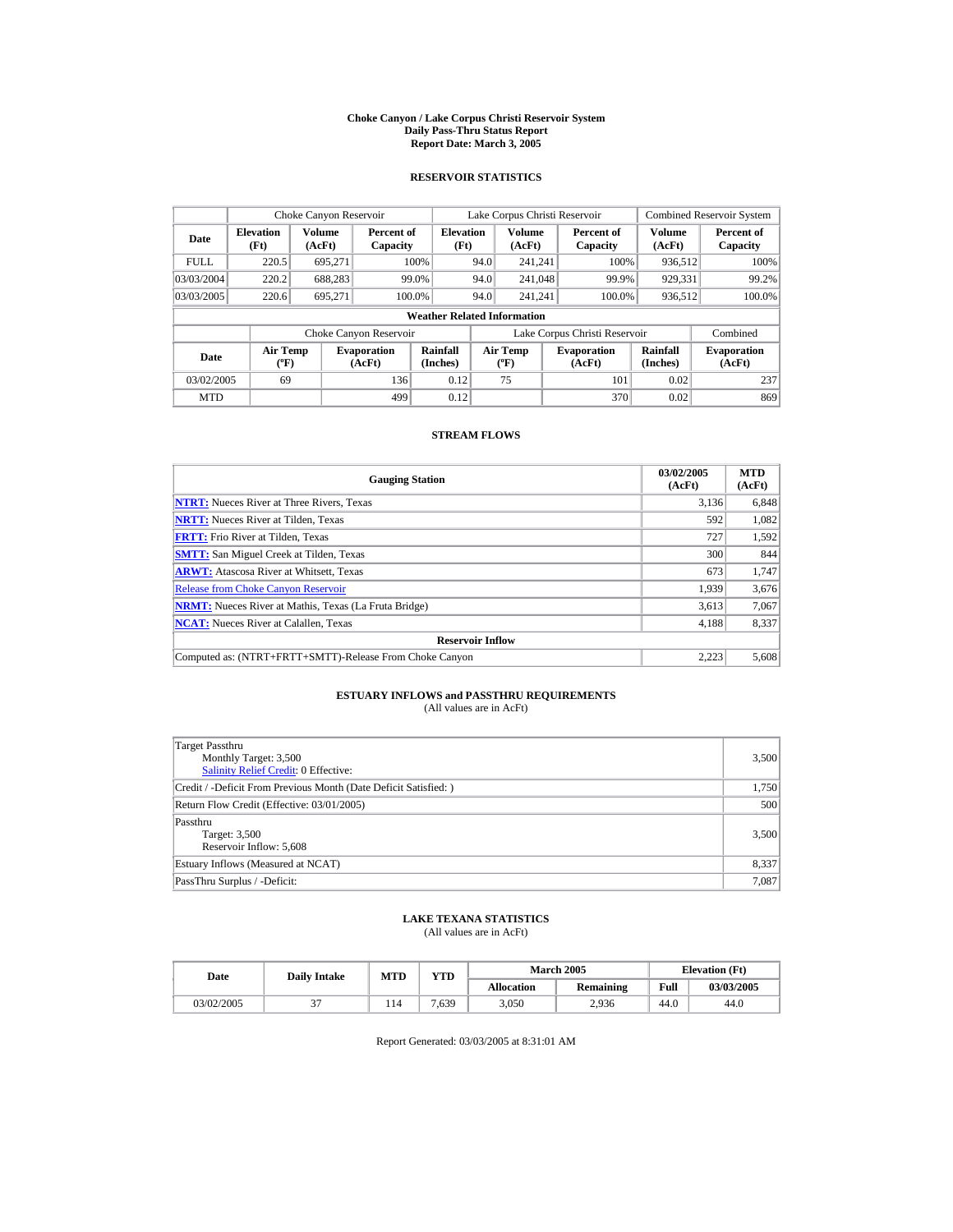**Choke Canyon / Lake Corpus Christi Reservoir System**
**Daily Pass-Thru Status Report**
**Report Date: March 3, 2005**

## RESERVOIR STATISTICS

| | Choke Canyon Reservoir | | | Lake Corpus Christi Reservoir | | | Combined Reservoir System | |
|---|---|---|---|---|---|---|---|---|
| Date | Elevation (Ft) | Volume (AcFt) | Percent of Capacity | Elevation (Ft) | Volume (AcFt) | Percent of Capacity | Volume (AcFt) | Percent of Capacity |
| FULL | 220.5 | 695,271 | 100% | 94.0 | 241,241 | 100% | 936,512 | 100% |
| 03/03/2004 | 220.2 | 688,283 | 99.0% | 94.0 | 241,048 | 99.9% | 929,331 | 99.2% |
| 03/03/2005 | 220.6 | 695,271 | 100.0% | 94.0 | 241,241 | 100.0% | 936,512 | 100.0% |

**Weather Related Information**

| | Choke Canyon Reservoir | | | Lake Corpus Christi Reservoir | | | Combined |
|---|---|---|---|---|---|---|---|
| Date | Air Temp (ºF) | Evaporation (AcFt) | Rainfall (Inches) | Air Temp (ºF) | Evaporation (AcFt) | Rainfall (Inches) | Evaporation (AcFt) |
| 03/02/2005 | 69 | 136 | 0.12 | 75 | 101 | 0.02 | 237 |
| MTD | | 499 | 0.12 | | 370 | 0.02 | 869 |

## STREAM FLOWS

| Gauging Station | 03/02/2005 (AcFt) | MTD (AcFt) |
|---|---|---|
| **NTRT:** Nueces River at Three Rivers, Texas | 3,136 | 6,848 |
| **NRTT:** Nueces River at Tilden, Texas | 592 | 1,082 |
| **FRTT:** Frio River at Tilden, Texas | 727 | 1,592 |
| **SMTT:** San Miguel Creek at Tilden, Texas | 300 | 844 |
| **ARWT:** Atascosa River at Whitsett, Texas | 673 | 1,747 |
| Release from Choke Canyon Reservoir | 1,939 | 3,676 |
| **NRMT:** Nueces River at Mathis, Texas (La Fruta Bridge) | 3,613 | 7,067 |
| **NCAT:** Nueces River at Calallen, Texas | 4,188 | 8,337 |
| **Reservoir Inflow** | | |
| Computed as: (NTRT+FRTT+SMTT)-Release From Choke Canyon | 2,223 | 5,608 |

## ESTUARY INFLOWS and PASSTHRU REQUIREMENTS

(All values are in AcFt)

| | |
|---|---|
| Target Passthru<br>Monthly Target: 3,500<br>Salinity Relief Credit: 0 Effective: | 3,500 |
| Credit / -Deficit From Previous Month (Date Deficit Satisfied: ) | 1,750 |
| Return Flow Credit (Effective: 03/01/2005) | 500 |
| Passthru<br>Target: 3,500<br>Reservoir Inflow: 5,608 | 3,500 |
| Estuary Inflows (Measured at NCAT) | 8,337 |
| PassThru Surplus / -Deficit: | 7,087 |

## LAKE TEXANA STATISTICS

(All values are in AcFt)

| Date | Daily Intake | MTD | YTD | March 2005 | | Elevation (Ft) | |
|---|---|---|---|---|---|---|---|
| | | | | Allocation | Remaining | Full | 03/03/2005 |
| 03/02/2005 | 37 | 114 | 7,639 | 3,050 | 2,936 | 44.0 | 44.0 |

Report Generated: 03/03/2005 at 8:31:01 AM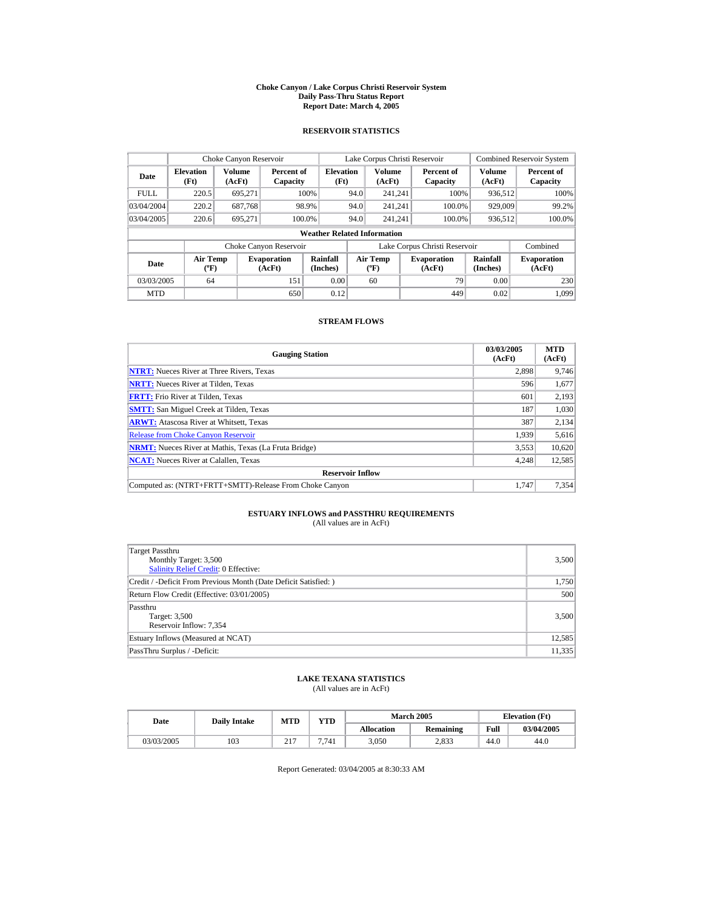# Choke Canyon / Lake Corpus Christi Reservoir System
## Daily Pass-Thru Status Report
### Report Date: March 4, 2005

## RESERVOIR STATISTICS

| Date | Choke Canyon Reservoir | | | Lake Corpus Christi Reservoir | | | Combined Reservoir System | |
|---|---|---|---|---|---|---|---|---|
| | Elevation (Ft) | Volume (AcFt) | Percent of Capacity | Elevation (Ft) | Volume (AcFt) | Percent of Capacity | Volume (AcFt) | Percent of Capacity |
| FULL | 220.5 | 695,271 | 100% | 94.0 | 241,241 | 100% | 936,512 | 100% |
| 03/04/2004 | 220.2 | 687,768 | 98.9% | 94.0 | 241,241 | 100.0% | 929,009 | 99.2% |
| 03/04/2005 | 220.6 | 695,271 | 100.0% | 94.0 | 241,241 | 100.0% | 936,512 | 100.0% |

**Weather Related Information**

| Date | Choke Canyon Reservoir | | | Lake Corpus Christi Reservoir | | | Combined |
|---|---|---|---|---|---|---|---|
| | Air Temp (ºF) | Evaporation (AcFt) | Rainfall (Inches) | Air Temp (ºF) | Evaporation (AcFt) | Rainfall (Inches) | Evaporation (AcFt) |
| 03/03/2005 | 64 | 151 | 0.00 | 60 | 79 | 0.00 | 230 |
| MTD | | 650 | 0.12 | | 449 | 0.02 | 1,099 |

## STREAM FLOWS

| Gauging Station | 03/03/2005 (AcFt) | MTD (AcFt) |
|---|---|---|
| **NTRT:** Nueces River at Three Rivers, Texas | 2,898 | 9,746 |
| **NRTT:** Nueces River at Tilden, Texas | 596 | 1,677 |
| **FRTT:** Frio River at Tilden, Texas | 601 | 2,193 |
| **SMTT:** San Miguel Creek at Tilden, Texas | 187 | 1,030 |
| **ARWT:** Atascosa River at Whitsett, Texas | 387 | 2,134 |
| Release from Choke Canyon Reservoir | 1,939 | 5,616 |
| **NRMT:** Nueces River at Mathis, Texas (La Fruta Bridge) | 3,553 | 10,620 |
| **NCAT:** Nueces River at Calallen, Texas | 4,248 | 12,585 |
| **Reservoir Inflow** | | |
| Computed as: (NTRT+FRTT+SMTT)-Release From Choke Canyon | 1,747 | 7,354 |

## ESTUARY INFLOWS and PASSTHRU REQUIREMENTS
(All values are in AcFt)

| | |
|---|---|
| Target Passthru<br>Monthly Target: 3,500<br>Salinity Relief Credit: 0 Effective: | 3,500 |
| Credit / -Deficit From Previous Month (Date Deficit Satisfied: ) | 1,750 |
| Return Flow Credit (Effective: 03/01/2005) | 500 |
| Passthru<br>Target: 3,500<br>Reservoir Inflow: 7,354 | 3,500 |
| Estuary Inflows (Measured at NCAT) | 12,585 |
| PassThru Surplus / -Deficit: | 11,335 |

## LAKE TEXANA STATISTICS
(All values are in AcFt)

| Date | Daily Intake | MTD | YTD | March 2005 | | Elevation (Ft) | |
|---|---|---|---|---|---|---|---|
| | | | | Allocation | Remaining | Full | 03/04/2005 |
| 03/03/2005 | 103 | 217 | 7,741 | 3,050 | 2,833 | 44.0 | 44.0 |

Report Generated: 03/04/2005 at 8:30:33 AM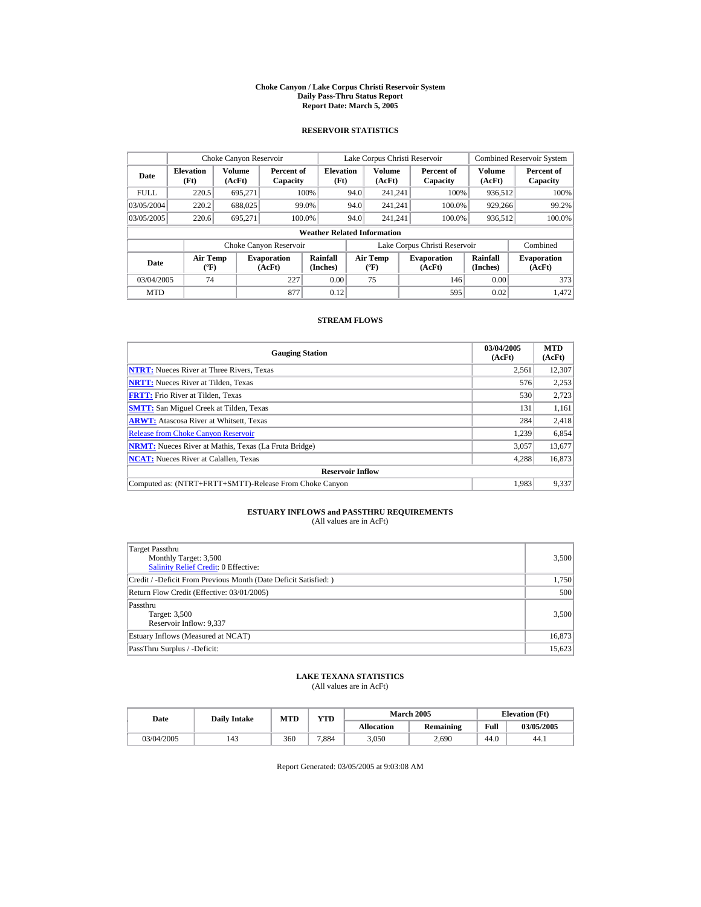# Choke Canyon / Lake Corpus Christi Reservoir System
## Daily Pass-Thru Status Report
## Report Date: March 5, 2005

### RESERVOIR STATISTICS

| Date | Choke Canyon Reservoir | | | Lake Corpus Christi Reservoir | | | Combined Reservoir System | |
|---|---|---|---|---|---|---|---|---|
| | Elevation (Ft) | Volume (AcFt) | Percent of Capacity | Elevation (Ft) | Volume (AcFt) | Percent of Capacity | Volume (AcFt) | Percent of Capacity |
| FULL | 220.5 | 695,271 | 100% | 94.0 | 241,241 | 100% | 936,512 | 100% |
| 03/05/2004 | 220.2 | 688,025 | 99.0% | 94.0 | 241,241 | 100.0% | 929,266 | 99.2% |
| 03/05/2005 | 220.6 | 695,271 | 100.0% | 94.0 | 241,241 | 100.0% | 936,512 | 100.0% |

**Weather Related Information**

| Date | Choke Canyon Reservoir | | | Lake Corpus Christi Reservoir | | | Combined |
|---|---|---|---|---|---|---|---|
| | Air Temp (ºF) | Evaporation (AcFt) | Rainfall (Inches) | Air Temp (ºF) | Evaporation (AcFt) | Rainfall (Inches) | Evaporation (AcFt) |
| 03/04/2005 | 74 | 227 | 0.00 | 75 | 146 | 0.00 | 373 |
| MTD | | 877 | 0.12 | | 595 | 0.02 | 1,472 |

### STREAM FLOWS

| Gauging Station | 03/04/2005 (AcFt) | MTD (AcFt) |
|---|---|---|
| **NTRT:** Nueces River at Three Rivers, Texas | 2,561 | 12,307 |
| **NRTT:** Nueces River at Tilden, Texas | 576 | 2,253 |
| **FRTT:** Frio River at Tilden, Texas | 530 | 2,723 |
| **SMTT:** San Miguel Creek at Tilden, Texas | 131 | 1,161 |
| **ARWT:** Atascosa River at Whitsett, Texas | 284 | 2,418 |
| Release from Choke Canyon Reservoir | 1,239 | 6,854 |
| **NRMT:** Nueces River at Mathis, Texas (La Fruta Bridge) | 3,057 | 13,677 |
| **NCAT:** Nueces River at Calallen, Texas | 4,288 | 16,873 |
| **Reservoir Inflow** | | |
| Computed as: (NTRT+FRTT+SMTT)-Release From Choke Canyon | 1,983 | 9,337 |

### ESTUARY INFLOWS and PASSTHRU REQUIREMENTS
(All values are in AcFt)

| | |
|---|---|
| Target Passthru<br>Monthly Target: 3,500<br>Salinity Relief Credit: 0 Effective: | 3,500 |
| Credit / -Deficit From Previous Month (Date Deficit Satisfied: ) | 1,750 |
| Return Flow Credit (Effective: 03/01/2005) | 500 |
| Passthru<br>Target: 3,500<br>Reservoir Inflow: 9,337 | 3,500 |
| Estuary Inflows (Measured at NCAT) | 16,873 |
| PassThru Surplus / -Deficit: | 15,623 |

### LAKE TEXANA STATISTICS
(All values are in AcFt)

| Date | Daily Intake | MTD | YTD | March 2005 | | Elevation (Ft) | |
|---|---|---|---|---|---|---|---|
| | | | | Allocation | Remaining | Full | 03/05/2005 |
| 03/04/2005 | 143 | 360 | 7,884 | 3,050 | 2,690 | 44.0 | 44.1 |

Report Generated: 03/05/2005 at 9:03:08 AM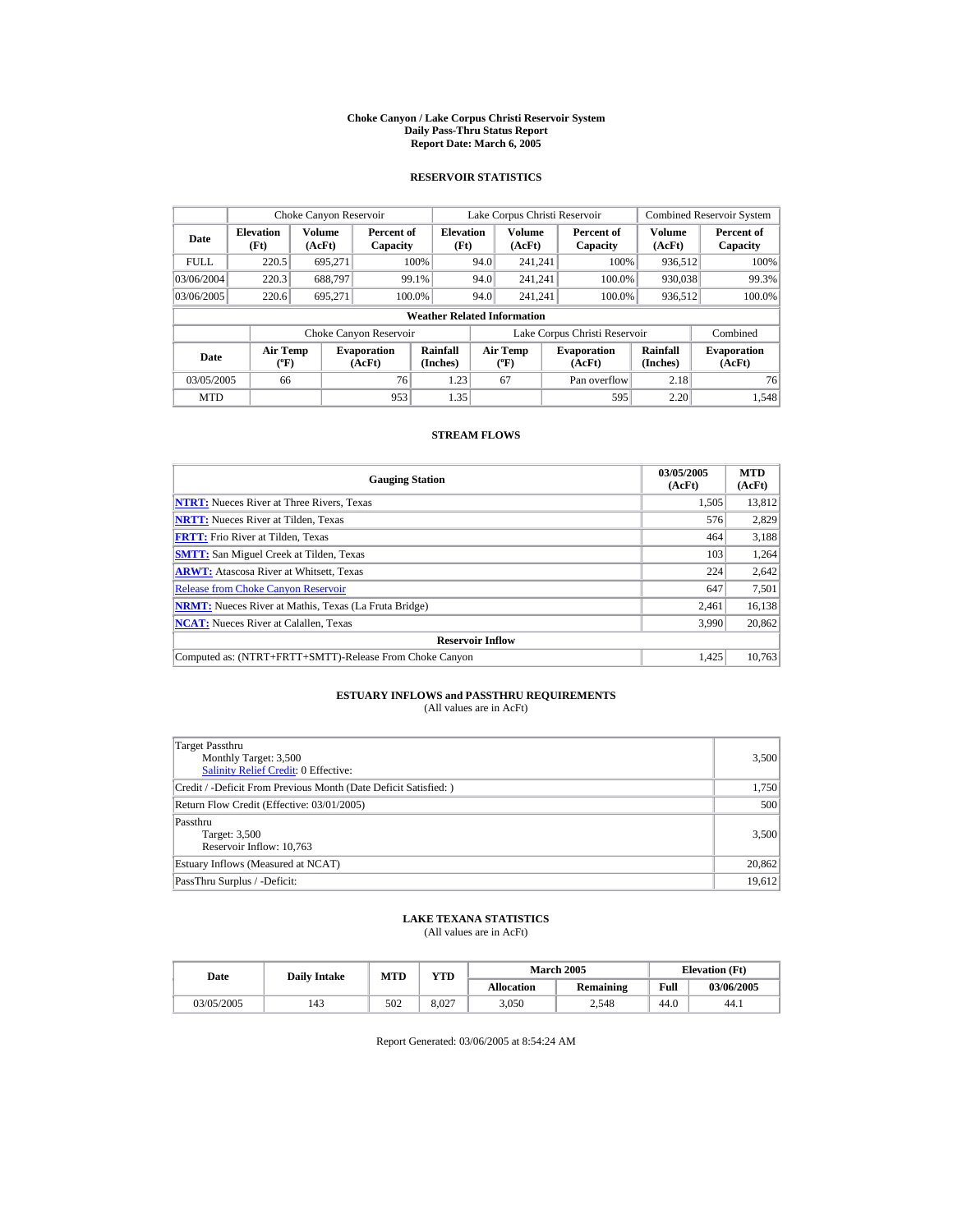# Choke Canyon / Lake Corpus Christi Reservoir System
## Daily Pass-Thru Status Report
### Report Date: March 6, 2005

## RESERVOIR STATISTICS

| Date | Choke Canyon Reservoir | | | Lake Corpus Christi Reservoir | | | Combined Reservoir System | |
|---|---|---|---|---|---|---|---|---|
| | Elevation (Ft) | Volume (AcFt) | Percent of Capacity | Elevation (Ft) | Volume (AcFt) | Percent of Capacity | Volume (AcFt) | Percent of Capacity |
| FULL | 220.5 | 695,271 | 100% | 94.0 | 241,241 | 100% | 936,512 | 100% |
| 03/06/2004 | 220.3 | 688,797 | 99.1% | 94.0 | 241,241 | 100.0% | 930,038 | 99.3% |
| 03/06/2005 | 220.6 | 695,271 | 100.0% | 94.0 | 241,241 | 100.0% | 936,512 | 100.0% |

**Weather Related Information**

| Date | Choke Canyon Reservoir | | | Lake Corpus Christi Reservoir | | | Combined |
|---|---|---|---|---|---|---|---|
| | Air Temp (ºF) | Evaporation (AcFt) | Rainfall (Inches) | Air Temp (ºF) | Evaporation (AcFt) | Rainfall (Inches) | Evaporation (AcFt) |
| 03/05/2005 | 66 | 76 | 1.23 | 67 | Pan overflow | 2.18 | 76 |
| MTD | | 953 | 1.35 | | 595 | 2.20 | 1,548 |

## STREAM FLOWS

| Gauging Station | 03/05/2005 (AcFt) | MTD (AcFt) |
|---|---|---|
| **NTRT:** Nueces River at Three Rivers, Texas | 1,505 | 13,812 |
| **NRTT:** Nueces River at Tilden, Texas | 576 | 2,829 |
| **FRTT:** Frio River at Tilden, Texas | 464 | 3,188 |
| **SMTT:** San Miguel Creek at Tilden, Texas | 103 | 1,264 |
| **ARWT:** Atascosa River at Whitsett, Texas | 224 | 2,642 |
| Release from Choke Canyon Reservoir | 647 | 7,501 |
| **NRMT:** Nueces River at Mathis, Texas (La Fruta Bridge) | 2,461 | 16,138 |
| **NCAT:** Nueces River at Calallen, Texas | 3,990 | 20,862 |
| **Reservoir Inflow** | | |
| Computed as: (NTRT+FRTT+SMTT)-Release From Choke Canyon | 1,425 | 10,763 |

## ESTUARY INFLOWS and PASSTHRU REQUIREMENTS
(All values are in AcFt)

| | |
|---|---|
| Target Passthru<br>Monthly Target: 3,500<br>Salinity Relief Credit: 0 Effective: | 3,500 |
| Credit / -Deficit From Previous Month (Date Deficit Satisfied: ) | 1,750 |
| Return Flow Credit (Effective: 03/01/2005) | 500 |
| Passthru<br>Target: 3,500<br>Reservoir Inflow: 10,763 | 3,500 |
| Estuary Inflows (Measured at NCAT) | 20,862 |
| PassThru Surplus / -Deficit: | 19,612 |

## LAKE TEXANA STATISTICS
(All values are in AcFt)

| Date | Daily Intake | MTD | YTD | March 2005 | | Elevation (Ft) | |
|---|---|---|---|---|---|---|---|
| | | | | Allocation | Remaining | Full | 03/06/2005 |
| 03/05/2005 | 143 | 502 | 8,027 | 3,050 | 2,548 | 44.0 | 44.1 |

Report Generated: 03/06/2005 at 8:54:24 AM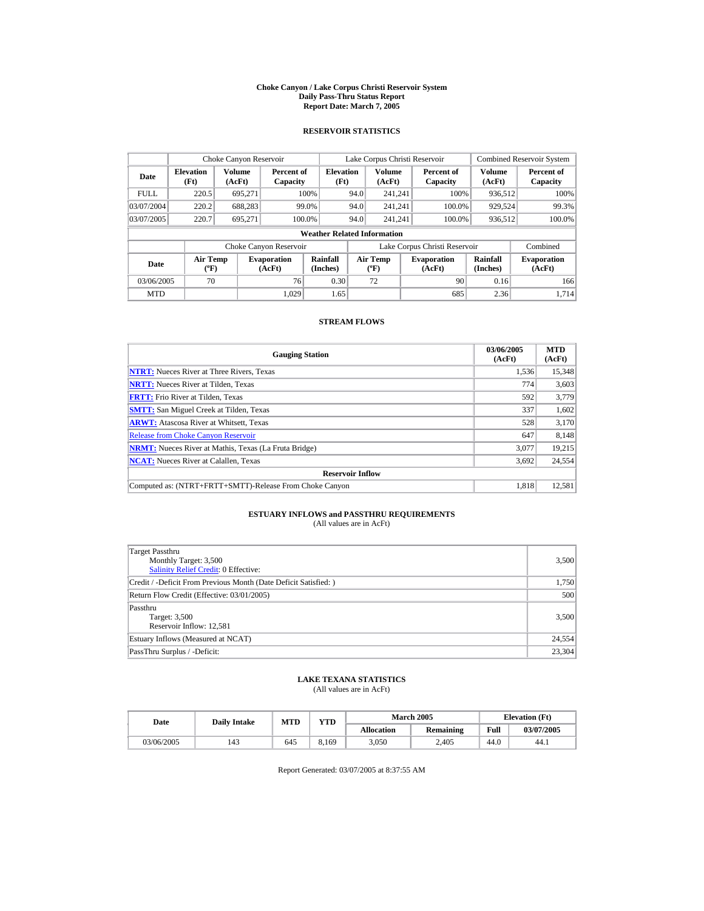**Choke Canyon / Lake Corpus Christi Reservoir System**
**Daily Pass-Thru Status Report**
**Report Date: March 7, 2005**

## RESERVOIR STATISTICS

| Date | Choke Canyon Reservoir | | | Lake Corpus Christi Reservoir | | | Combined Reservoir System | |
|---|---|---|---|---|---|---|---|---|
| | Elevation (Ft) | Volume (AcFt) | Percent of Capacity | Elevation (Ft) | Volume (AcFt) | Percent of Capacity | Volume (AcFt) | Percent of Capacity |
| FULL | 220.5 | 695,271 | 100% | 94.0 | 241,241 | 100% | 936,512 | 100% |
| 03/07/2004 | 220.2 | 688,283 | 99.0% | 94.0 | 241,241 | 100.0% | 929,524 | 99.3% |
| 03/07/2005 | 220.7 | 695,271 | 100.0% | 94.0 | 241,241 | 100.0% | 936,512 | 100.0% |

**Weather Related Information**

| Date | Choke Canyon Reservoir | | | Lake Corpus Christi Reservoir | | | Combined |
|---|---|---|---|---|---|---|---|
| | Air Temp (ºF) | Evaporation (AcFt) | Rainfall (Inches) | Air Temp (ºF) | Evaporation (AcFt) | Rainfall (Inches) | Evaporation (AcFt) |
| 03/06/2005 | 70 | 76 | 0.30 | 72 | 90 | 0.16 | 166 |
| MTD | | 1,029 | 1.65 | | 685 | 2.36 | 1,714 |

## STREAM FLOWS

| Gauging Station | 03/06/2005 (AcFt) | MTD (AcFt) |
|---|---|---|
| **NTRT:** Nueces River at Three Rivers, Texas | 1,536 | 15,348 |
| **NRTT:** Nueces River at Tilden, Texas | 774 | 3,603 |
| **FRTT:** Frio River at Tilden, Texas | 592 | 3,779 |
| **SMTT:** San Miguel Creek at Tilden, Texas | 337 | 1,602 |
| **ARWT:** Atascosa River at Whitsett, Texas | 528 | 3,170 |
| Release from Choke Canyon Reservoir | 647 | 8,148 |
| **NRMT:** Nueces River at Mathis, Texas (La Fruta Bridge) | 3,077 | 19,215 |
| **NCAT:** Nueces River at Calallen, Texas | 3,692 | 24,554 |
| **Reservoir Inflow** | | |
| Computed as: (NTRT+FRTT+SMTT)-Release From Choke Canyon | 1,818 | 12,581 |

## ESTUARY INFLOWS and PASSTHRU REQUIREMENTS

(All values are in AcFt)

| | |
|---|---|
| Target Passthru<br>Monthly Target: 3,500<br>Salinity Relief Credit: 0 Effective: | 3,500 |
| Credit / -Deficit From Previous Month (Date Deficit Satisfied: ) | 1,750 |
| Return Flow Credit (Effective: 03/01/2005) | 500 |
| Passthru<br>Target: 3,500<br>Reservoir Inflow: 12,581 | 3,500 |
| Estuary Inflows (Measured at NCAT) | 24,554 |
| PassThru Surplus / -Deficit: | 23,304 |

## LAKE TEXANA STATISTICS

(All values are in AcFt)

| Date | Daily Intake | MTD | YTD | March 2005 | | Elevation (Ft) | |
|---|---|---|---|---|---|---|---|
| | | | | Allocation | Remaining | Full | 03/07/2005 |
| 03/06/2005 | 143 | 645 | 8,169 | 3,050 | 2,405 | 44.0 | 44.1 |

Report Generated: 03/07/2005 at 8:37:55 AM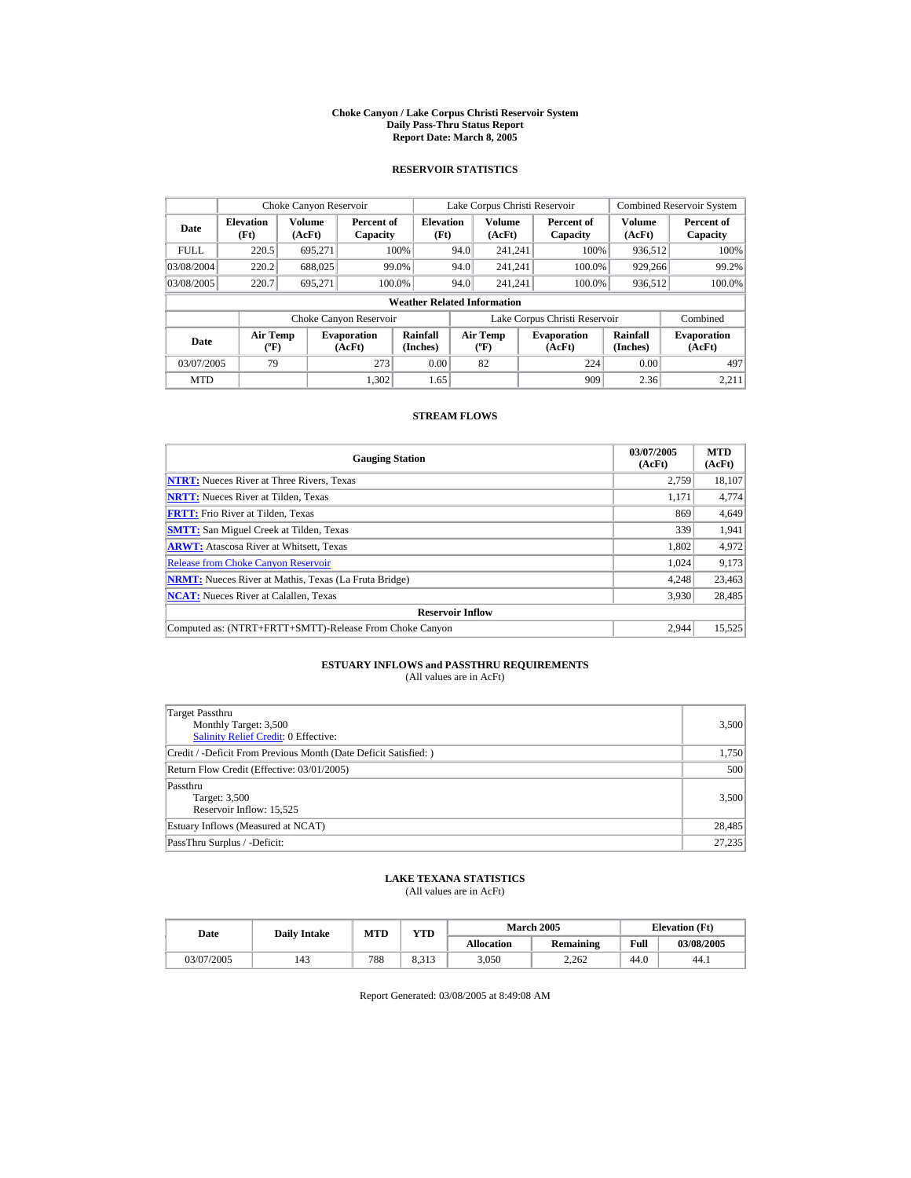# Choke Canyon / Lake Corpus Christi Reservoir System
## Daily Pass-Thru Status Report
### Report Date: March 8, 2005

## RESERVOIR STATISTICS

| Date | Choke Canyon Reservoir | | | Lake Corpus Christi Reservoir | | | Combined Reservoir System | |
|---|---|---|---|---|---|---|---|---|
| | Elevation (Ft) | Volume (AcFt) | Percent of Capacity | Elevation (Ft) | Volume (AcFt) | Percent of Capacity | Volume (AcFt) | Percent of Capacity |
| FULL | 220.5 | 695,271 | 100% | 94.0 | 241,241 | 100% | 936,512 | 100% |
| 03/08/2004 | 220.2 | 688,025 | 99.0% | 94.0 | 241,241 | 100.0% | 929,266 | 99.2% |
| 03/08/2005 | 220.7 | 695,271 | 100.0% | 94.0 | 241,241 | 100.0% | 936,512 | 100.0% |

**Weather Related Information**

| Date | Choke Canyon Reservoir | | | Lake Corpus Christi Reservoir | | | Combined |
|---|---|---|---|---|---|---|---|
| | Air Temp (ºF) | Evaporation (AcFt) | Rainfall (Inches) | Air Temp (ºF) | Evaporation (AcFt) | Rainfall (Inches) | Evaporation (AcFt) |
| 03/07/2005 | 79 | 273 | 0.00 | 82 | 224 | 0.00 | 497 |
| MTD | | 1,302 | 1.65 | | 909 | 2.36 | 2,211 |

## STREAM FLOWS

| Gauging Station | 03/07/2005 (AcFt) | MTD (AcFt) |
|---|---|---|
| **NTRT:** Nueces River at Three Rivers, Texas | 2,759 | 18,107 |
| **NRTT:** Nueces River at Tilden, Texas | 1,171 | 4,774 |
| **FRTT:** Frio River at Tilden, Texas | 869 | 4,649 |
| **SMTT:** San Miguel Creek at Tilden, Texas | 339 | 1,941 |
| **ARWT:** Atascosa River at Whitsett, Texas | 1,802 | 4,972 |
| Release from Choke Canyon Reservoir | 1,024 | 9,173 |
| **NRMT:** Nueces River at Mathis, Texas (La Fruta Bridge) | 4,248 | 23,463 |
| **NCAT:** Nueces River at Calallen, Texas | 3,930 | 28,485 |
| **Reservoir Inflow** | | |
| Computed as: (NTRT+FRTT+SMTT)-Release From Choke Canyon | 2,944 | 15,525 |

## ESTUARY INFLOWS and PASSTHRU REQUIREMENTS
(All values are in AcFt)

| | |
|---|---|
| Target Passthru<br>Monthly Target: 3,500<br>Salinity Relief Credit: 0 Effective: | 3,500 |
| Credit / -Deficit From Previous Month (Date Deficit Satisfied: ) | 1,750 |
| Return Flow Credit (Effective: 03/01/2005) | 500 |
| Passthru<br>Target: 3,500<br>Reservoir Inflow: 15,525 | 3,500 |
| Estuary Inflows (Measured at NCAT) | 28,485 |
| PassThru Surplus / -Deficit: | 27,235 |

## LAKE TEXANA STATISTICS
(All values are in AcFt)

| Date | Daily Intake | MTD | YTD | March 2005 | | Elevation (Ft) | |
|---|---|---|---|---|---|---|---|
| | | | | Allocation | Remaining | Full | 03/08/2005 |
| 03/07/2005 | 143 | 788 | 8,313 | 3,050 | 2,262 | 44.0 | 44.1 |

Report Generated: 03/08/2005 at 8:49:08 AM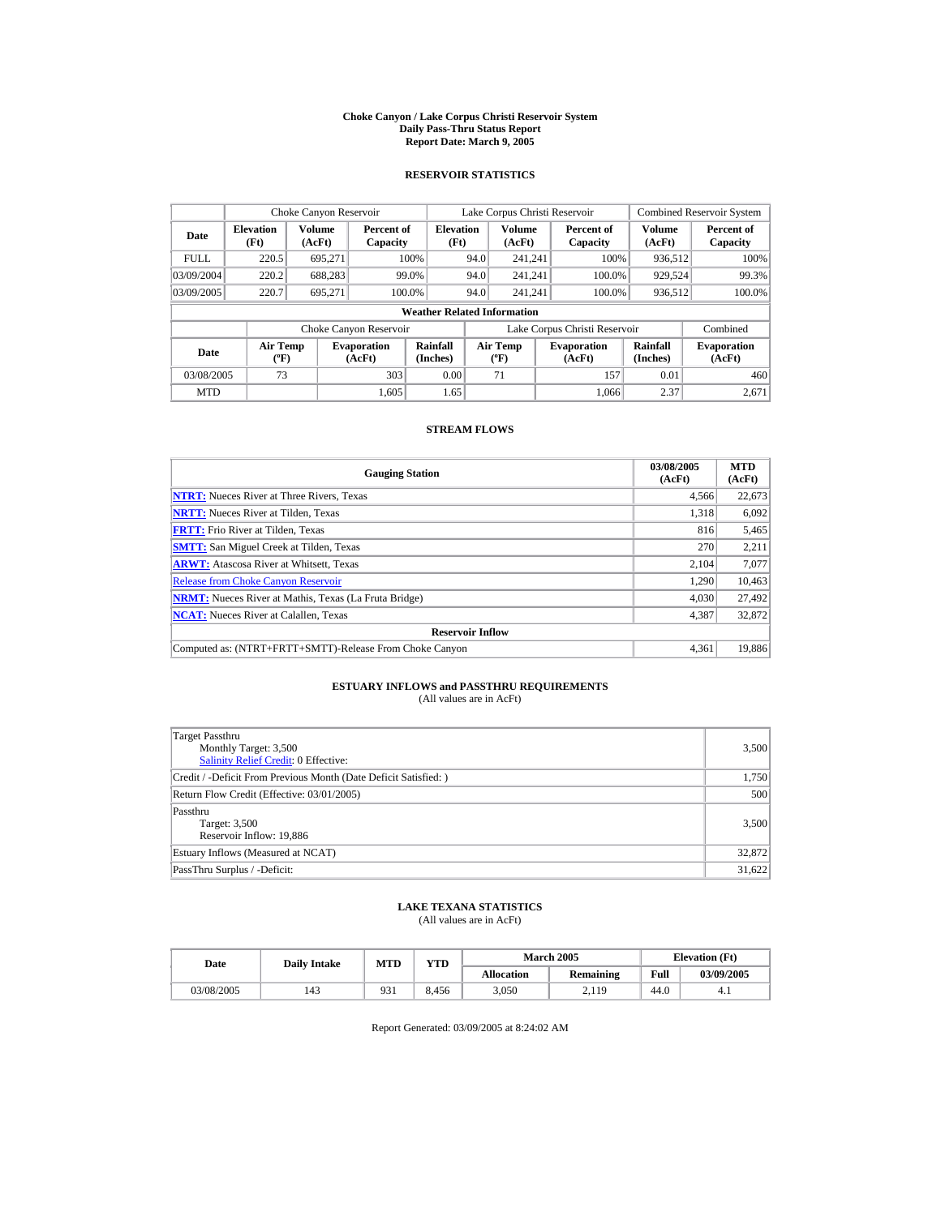# Choke Canyon / Lake Corpus Christi Reservoir System
## Daily Pass-Thru Status Report
### Report Date: March 9, 2005

## RESERVOIR STATISTICS

| Date | Choke Canyon Reservoir | | | Lake Corpus Christi Reservoir | | | Combined Reservoir System | |
|---|---|---|---|---|---|---|---|---|
| | Elevation (Ft) | Volume (AcFt) | Percent of Capacity | Elevation (Ft) | Volume (AcFt) | Percent of Capacity | Volume (AcFt) | Percent of Capacity |
| FULL | 220.5 | 695,271 | 100% | 94.0 | 241,241 | 100% | 936,512 | 100% |
| 03/09/2004 | 220.2 | 688,283 | 99.0% | 94.0 | 241,241 | 100.0% | 929,524 | 99.3% |
| 03/09/2005 | 220.7 | 695,271 | 100.0% | 94.0 | 241,241 | 100.0% | 936,512 | 100.0% |

**Weather Related Information**

| Date | Choke Canyon Reservoir | | | Lake Corpus Christi Reservoir | | | Combined |
|---|---|---|---|---|---|---|---|
| | Air Temp (ºF) | Evaporation (AcFt) | Rainfall (Inches) | Air Temp (ºF) | Evaporation (AcFt) | Rainfall (Inches) | Evaporation (AcFt) |
| 03/08/2005 | 73 | 303 | 0.00 | 71 | 157 | 0.01 | 460 |
| MTD | | 1,605 | 1.65 | | 1,066 | 2.37 | 2,671 |

## STREAM FLOWS

| Gauging Station | 03/08/2005 (AcFt) | MTD (AcFt) |
|---|---|---|
| NTRT: Nueces River at Three Rivers, Texas | 4,566 | 22,673 |
| NRTT: Nueces River at Tilden, Texas | 1,318 | 6,092 |
| FRTT: Frio River at Tilden, Texas | 816 | 5,465 |
| SMTT: San Miguel Creek at Tilden, Texas | 270 | 2,211 |
| ARWT: Atascosa River at Whitsett, Texas | 2,104 | 7,077 |
| Release from Choke Canyon Reservoir | 1,290 | 10,463 |
| NRMT: Nueces River at Mathis, Texas (La Fruta Bridge) | 4,030 | 27,492 |
| NCAT: Nueces River at Calallen, Texas | 4,387 | 32,872 |
| **Reservoir Inflow** | | |
| Computed as: (NTRT+FRTT+SMTT)-Release From Choke Canyon | 4,361 | 19,886 |

## ESTUARY INFLOWS and PASSTHRU REQUIREMENTS
(All values are in AcFt)

| Item | Value |
|---|---|
| Target Passthru<br>Monthly Target: 3,500<br>Salinity Relief Credit: 0 Effective: | 3,500 |
| Credit / -Deficit From Previous Month (Date Deficit Satisfied: ) | 1,750 |
| Return Flow Credit (Effective: 03/01/2005) | 500 |
| Passthru<br>Target: 3,500<br>Reservoir Inflow: 19,886 | 3,500 |
| Estuary Inflows (Measured at NCAT) | 32,872 |
| PassThru Surplus / -Deficit: | 31,622 |

## LAKE TEXANA STATISTICS
(All values are in AcFt)

| Date | Daily Intake | MTD | YTD | March 2005 | | Elevation (Ft) | |
|---|---|---|---|---|---|---|---|
| | | | | Allocation | Remaining | Full | 03/09/2005 |
| 03/08/2005 | 143 | 931 | 8,456 | 3,050 | 2,119 | 44.0 | 4.1 |

Report Generated: 03/09/2005 at 8:24:02 AM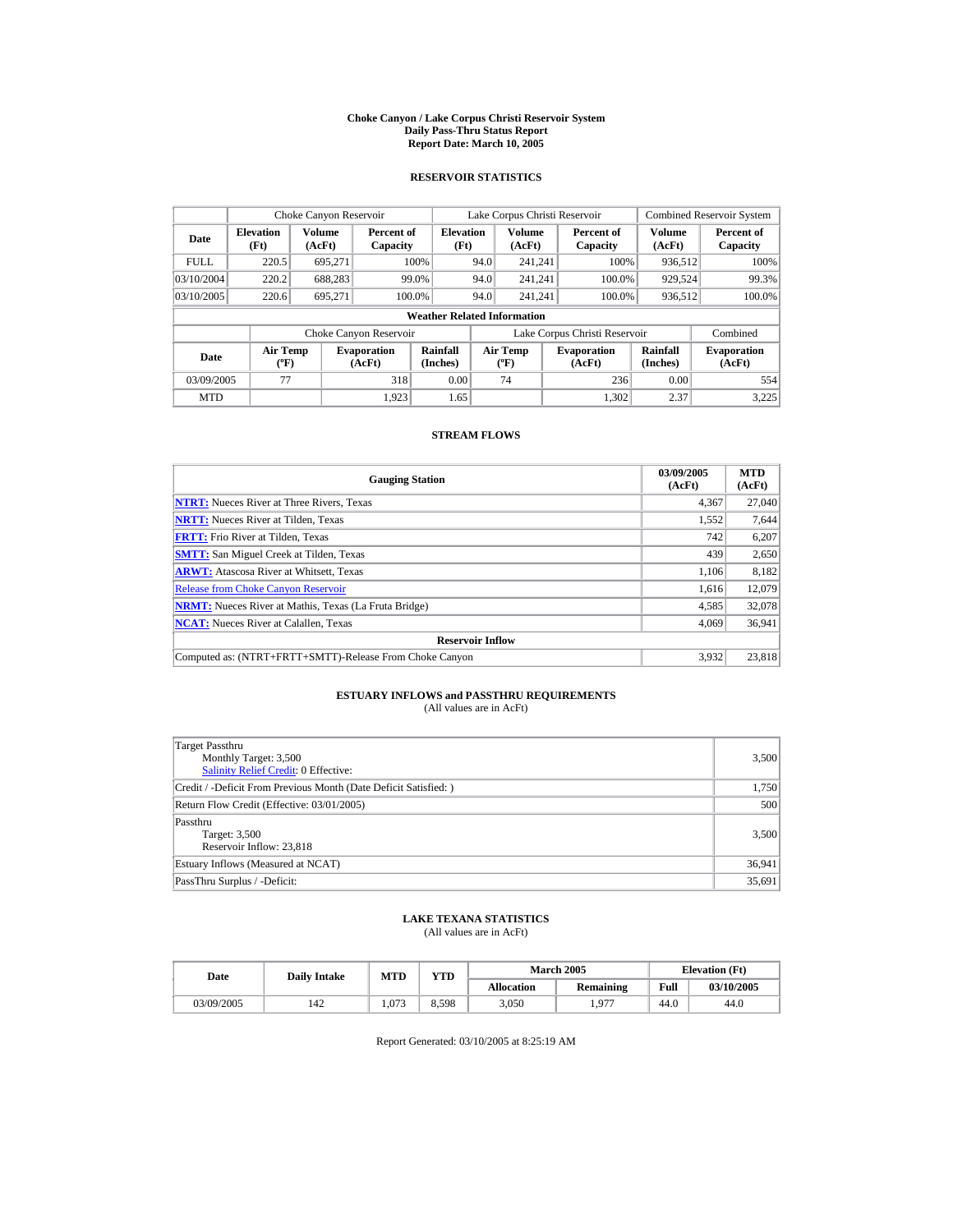# Choke Canyon / Lake Corpus Christi Reservoir System
## Daily Pass-Thru Status Report
## Report Date: March 10, 2005

### RESERVOIR STATISTICS

| Date | Choke Canyon Reservoir | | | Lake Corpus Christi Reservoir | | | Combined Reservoir System | |
|---|---|---|---|---|---|---|---|---|
| | Elevation (Ft) | Volume (AcFt) | Percent of Capacity | Elevation (Ft) | Volume (AcFt) | Percent of Capacity | Volume (AcFt) | Percent of Capacity |
| FULL | 220.5 | 695,271 | 100% | 94.0 | 241,241 | 100% | 936,512 | 100% |
| 03/10/2004 | 220.2 | 688,283 | 99.0% | 94.0 | 241,241 | 100.0% | 929,524 | 99.3% |
| 03/10/2005 | 220.6 | 695,271 | 100.0% | 94.0 | 241,241 | 100.0% | 936,512 | 100.0% |

**Weather Related Information**

| Date | Choke Canyon Reservoir | | | Lake Corpus Christi Reservoir | | | Combined |
|---|---|---|---|---|---|---|---|
| | Air Temp (ºF) | Evaporation (AcFt) | Rainfall (Inches) | Air Temp (ºF) | Evaporation (AcFt) | Rainfall (Inches) | Evaporation (AcFt) |
| 03/09/2005 | 77 | 318 | 0.00 | 74 | 236 | 0.00 | 554 |
| MTD | | 1,923 | 1.65 | | 1,302 | 2.37 | 3,225 |

### STREAM FLOWS

| Gauging Station | 03/09/2005 (AcFt) | MTD (AcFt) |
|---|---|---|
| **NTRT:** Nueces River at Three Rivers, Texas | 4,367 | 27,040 |
| **NRTT:** Nueces River at Tilden, Texas | 1,552 | 7,644 |
| **FRTT:** Frio River at Tilden, Texas | 742 | 6,207 |
| **SMTT:** San Miguel Creek at Tilden, Texas | 439 | 2,650 |
| **ARWT:** Atascosa River at Whitsett, Texas | 1,106 | 8,182 |
| Release from Choke Canyon Reservoir | 1,616 | 12,079 |
| **NRMT:** Nueces River at Mathis, Texas (La Fruta Bridge) | 4,585 | 32,078 |
| **NCAT:** Nueces River at Calallen, Texas | 4,069 | 36,941 |
| **Reservoir Inflow** | | |
| Computed as: (NTRT+FRTT+SMTT)-Release From Choke Canyon | 3,932 | 23,818 |

### ESTUARY INFLOWS and PASSTHRU REQUIREMENTS
(All values are in AcFt)

| | |
|---|---|
| Target Passthru<br>Monthly Target: 3,500<br>Salinity Relief Credit: 0 Effective: | 3,500 |
| Credit / -Deficit From Previous Month (Date Deficit Satisfied: ) | 1,750 |
| Return Flow Credit (Effective: 03/01/2005) | 500 |
| Passthru<br>Target: 3,500<br>Reservoir Inflow: 23,818 | 3,500 |
| Estuary Inflows (Measured at NCAT) | 36,941 |
| PassThru Surplus / -Deficit: | 35,691 |

### LAKE TEXANA STATISTICS
(All values are in AcFt)

| Date | Daily Intake | MTD | YTD | March 2005 | | Elevation (Ft) | |
|---|---|---|---|---|---|---|---|
| | | | | Allocation | Remaining | Full | 03/10/2005 |
| 03/09/2005 | 142 | 1,073 | 8,598 | 3,050 | 1,977 | 44.0 | 44.0 |

Report Generated: 03/10/2005 at 8:25:19 AM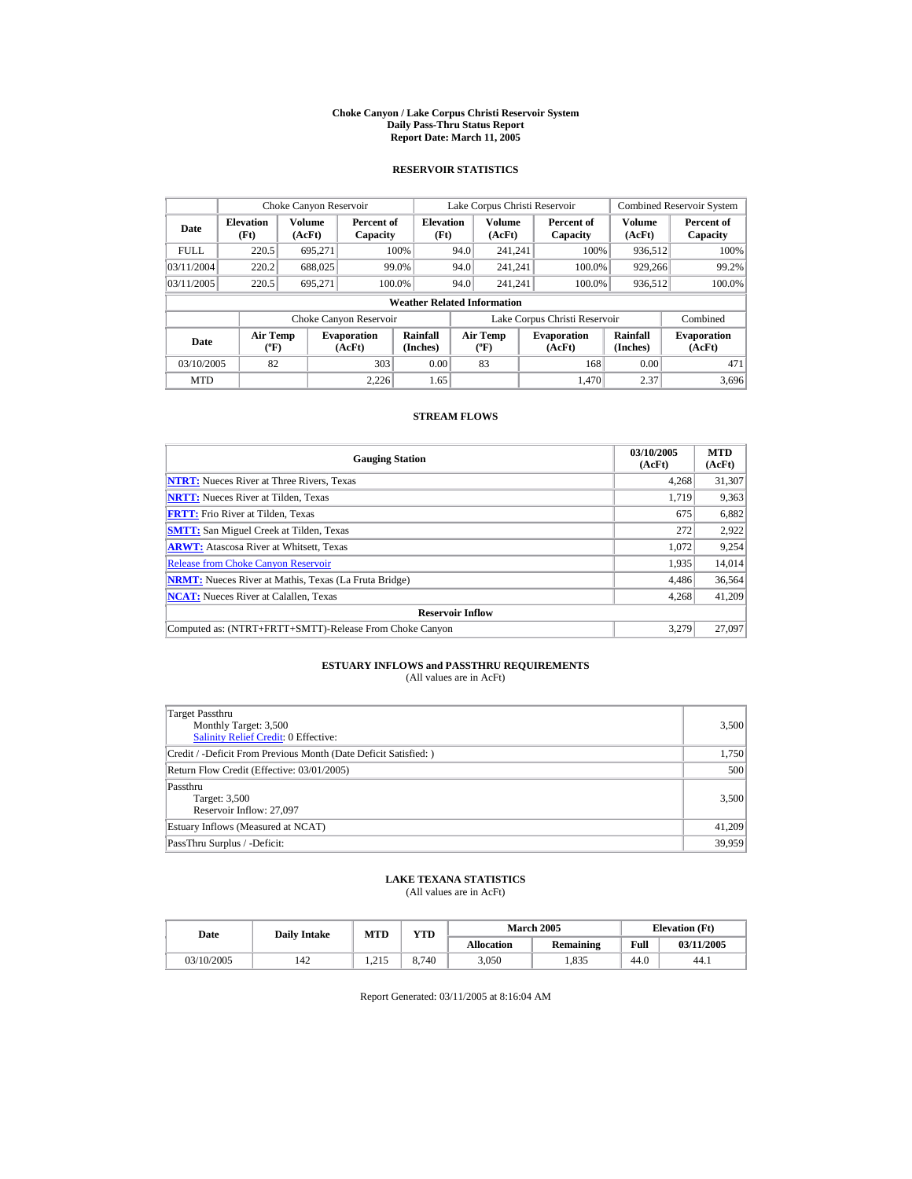# Choke Canyon / Lake Corpus Christi Reservoir System
## Daily Pass-Thru Status Report
## Report Date: March 11, 2005

### RESERVOIR STATISTICS

| Date | Choke Canyon Reservoir | | | Lake Corpus Christi Reservoir | | | Combined Reservoir System | |
|---|---|---|---|---|---|---|---|---|
| | Elevation (Ft) | Volume (AcFt) | Percent of Capacity | Elevation (Ft) | Volume (AcFt) | Percent of Capacity | Volume (AcFt) | Percent of Capacity |
| FULL | 220.5 | 695,271 | 100% | 94.0 | 241,241 | 100% | 936,512 | 100% |
| 03/11/2004 | 220.2 | 688,025 | 99.0% | 94.0 | 241,241 | 100.0% | 929,266 | 99.2% |
| 03/11/2005 | 220.5 | 695,271 | 100.0% | 94.0 | 241,241 | 100.0% | 936,512 | 100.0% |

**Weather Related Information**

| Date | Choke Canyon Reservoir | | | Lake Corpus Christi Reservoir | | | Combined |
|---|---|---|---|---|---|---|---|
| | Air Temp (ºF) | Evaporation (AcFt) | Rainfall (Inches) | Air Temp (ºF) | Evaporation (AcFt) | Rainfall (Inches) | Evaporation (AcFt) |
| 03/10/2005 | 82 | 303 | 0.00 | 83 | 168 | 0.00 | 471 |
| MTD | | 2,226 | 1.65 | | 1,470 | 2.37 | 3,696 |

### STREAM FLOWS

| Gauging Station | 03/10/2005 (AcFt) | MTD (AcFt) |
|---|---|---|
| **NTRT:** Nueces River at Three Rivers, Texas | 4,268 | 31,307 |
| **NRTT:** Nueces River at Tilden, Texas | 1,719 | 9,363 |
| **FRTT:** Frio River at Tilden, Texas | 675 | 6,882 |
| **SMTT:** San Miguel Creek at Tilden, Texas | 272 | 2,922 |
| **ARWT:** Atascosa River at Whitsett, Texas | 1,072 | 9,254 |
| Release from Choke Canyon Reservoir | 1,935 | 14,014 |
| **NRMT:** Nueces River at Mathis, Texas (La Fruta Bridge) | 4,486 | 36,564 |
| **NCAT:** Nueces River at Calallen, Texas | 4,268 | 41,209 |
| **Reservoir Inflow** | | |
| Computed as: (NTRT+FRTT+SMTT)-Release From Choke Canyon | 3,279 | 27,097 |

### ESTUARY INFLOWS and PASSTHRU REQUIREMENTS
(All values are in AcFt)

| | |
|---|---|
| Target Passthru<br>Monthly Target: 3,500<br>Salinity Relief Credit: 0 Effective: | 3,500 |
| Credit / -Deficit From Previous Month (Date Deficit Satisfied: ) | 1,750 |
| Return Flow Credit (Effective: 03/01/2005) | 500 |
| Passthru<br>Target: 3,500<br>Reservoir Inflow: 27,097 | 3,500 |
| Estuary Inflows (Measured at NCAT) | 41,209 |
| PassThru Surplus / -Deficit: | 39,959 |

### LAKE TEXANA STATISTICS
(All values are in AcFt)

| Date | Daily Intake | MTD | YTD | March 2005 | | Elevation (Ft) | |
|---|---|---|---|---|---|---|---|
| | | | | Allocation | Remaining | Full | 03/11/2005 |
| 03/10/2005 | 142 | 1,215 | 8,740 | 3,050 | 1,835 | 44.0 | 44.1 |

Report Generated: 03/11/2005 at 8:16:04 AM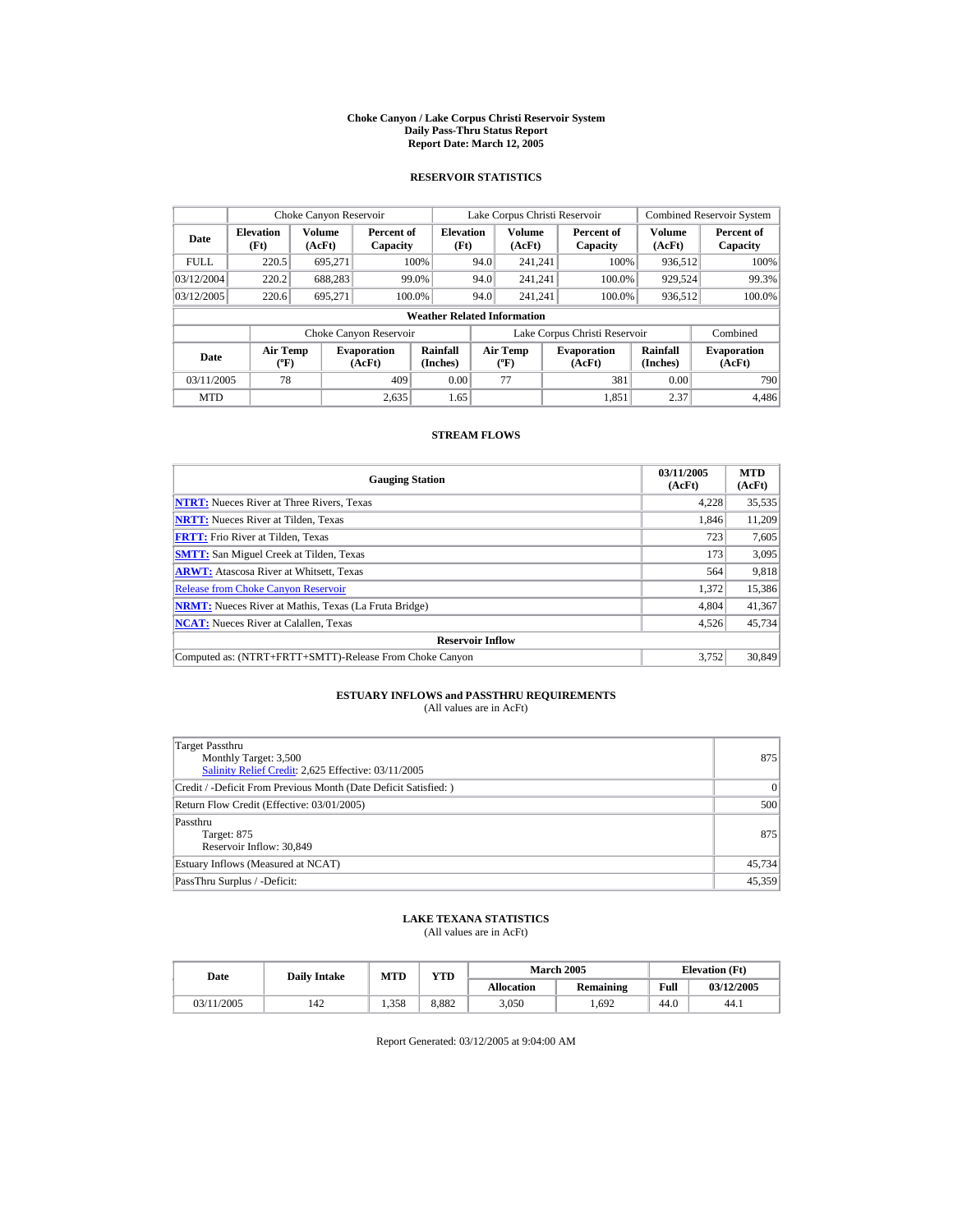# Choke Canyon / Lake Corpus Christi Reservoir System
## Daily Pass-Thru Status Report
## Report Date: March 12, 2005

### RESERVOIR STATISTICS

| Date | Choke Canyon Reservoir | | | Lake Corpus Christi Reservoir | | | Combined Reservoir System | |
|---|---|---|---|---|---|---|---|---|
| | Elevation (Ft) | Volume (AcFt) | Percent of Capacity | Elevation (Ft) | Volume (AcFt) | Percent of Capacity | Volume (AcFt) | Percent of Capacity |
| FULL | 220.5 | 695,271 | 100% | 94.0 | 241,241 | 100% | 936,512 | 100% |
| 03/12/2004 | 220.2 | 688,283 | 99.0% | 94.0 | 241,241 | 100.0% | 929,524 | 99.3% |
| 03/12/2005 | 220.6 | 695,271 | 100.0% | 94.0 | 241,241 | 100.0% | 936,512 | 100.0% |

**Weather Related Information**

| Date | Choke Canyon Reservoir | | | Lake Corpus Christi Reservoir | | | Combined |
|---|---|---|---|---|---|---|---|
| | Air Temp (ºF) | Evaporation (AcFt) | Rainfall (Inches) | Air Temp (ºF) | Evaporation (AcFt) | Rainfall (Inches) | Evaporation (AcFt) |
| 03/11/2005 | 78 | 409 | 0.00 | 77 | 381 | 0.00 | 790 |
| MTD | | 2,635 | 1.65 | | 1,851 | 2.37 | 4,486 |

### STREAM FLOWS

| Gauging Station | 03/11/2005 (AcFt) | MTD (AcFt) |
|---|---|---|
| NTRT: Nueces River at Three Rivers, Texas | 4,228 | 35,535 |
| NRTT: Nueces River at Tilden, Texas | 1,846 | 11,209 |
| FRTT: Frio River at Tilden, Texas | 723 | 7,605 |
| SMTT: San Miguel Creek at Tilden, Texas | 173 | 3,095 |
| ARWT: Atascosa River at Whitsett, Texas | 564 | 9,818 |
| Release from Choke Canyon Reservoir | 1,372 | 15,386 |
| NRMT: Nueces River at Mathis, Texas (La Fruta Bridge) | 4,804 | 41,367 |
| NCAT: Nueces River at Calallen, Texas | 4,526 | 45,734 |
| **Reservoir Inflow** | | |
| Computed as: (NTRT+FRTT+SMTT)-Release From Choke Canyon | 3,752 | 30,849 |

### ESTUARY INFLOWS and PASSTHRU REQUIREMENTS
(All values are in AcFt)

| | |
|---|---|
| Target Passthru<br>Monthly Target: 3,500<br>Salinity Relief Credit: 2,625 Effective: 03/11/2005 | 875 |
| Credit / -Deficit From Previous Month (Date Deficit Satisfied: ) | 0 |
| Return Flow Credit (Effective: 03/01/2005) | 500 |
| Passthru<br>Target: 875<br>Reservoir Inflow: 30,849 | 875 |
| Estuary Inflows (Measured at NCAT) | 45,734 |
| PassThru Surplus / -Deficit: | 45,359 |

### LAKE TEXANA STATISTICS
(All values are in AcFt)

| Date | Daily Intake | MTD | YTD | March 2005 | | Elevation (Ft) | |
|---|---|---|---|---|---|---|---|
| | | | | Allocation | Remaining | Full | 03/12/2005 |
| 03/11/2005 | 142 | 1,358 | 8,882 | 3,050 | 1,692 | 44.0 | 44.1 |

Report Generated: 03/12/2005 at 9:04:00 AM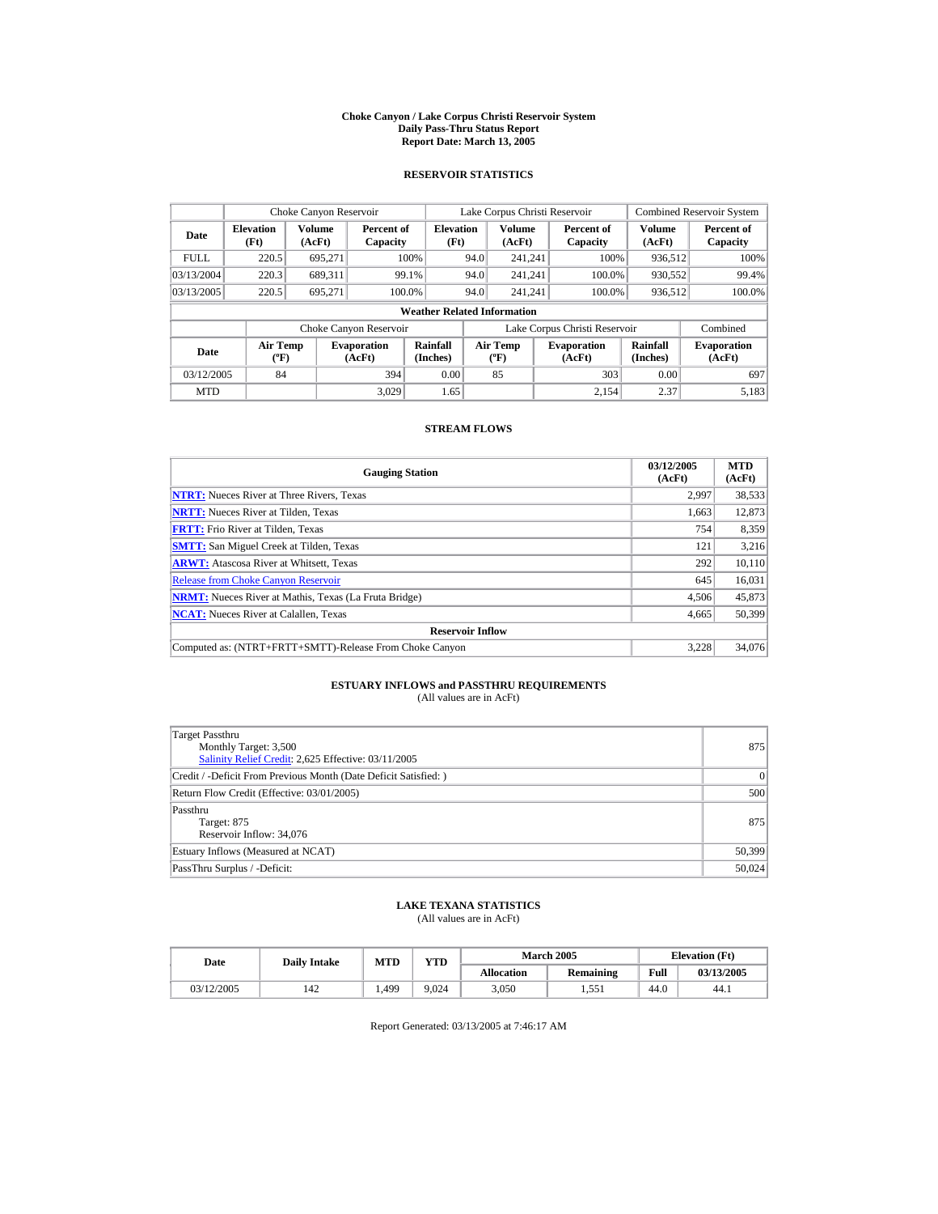# Choke Canyon / Lake Corpus Christi Reservoir System
## Daily Pass-Thru Status Report
### Report Date: March 13, 2005

## RESERVOIR STATISTICS

| Date | Choke Canyon Reservoir | | | Lake Corpus Christi Reservoir | | | Combined Reservoir System | |
|---|---|---|---|---|---|---|---|---|
| | Elevation (Ft) | Volume (AcFt) | Percent of Capacity | Elevation (Ft) | Volume (AcFt) | Percent of Capacity | Volume (AcFt) | Percent of Capacity |
| FULL | 220.5 | 695,271 | 100% | 94.0 | 241,241 | 100% | 936,512 | 100% |
| 03/13/2004 | 220.3 | 689,311 | 99.1% | 94.0 | 241,241 | 100.0% | 930,552 | 99.4% |
| 03/13/2005 | 220.5 | 695,271 | 100.0% | 94.0 | 241,241 | 100.0% | 936,512 | 100.0% |

**Weather Related Information**

| Date | Choke Canyon Reservoir | | | Lake Corpus Christi Reservoir | | | Combined |
|---|---|---|---|---|---|---|---|
| | Air Temp (ºF) | Evaporation (AcFt) | Rainfall (Inches) | Air Temp (ºF) | Evaporation (AcFt) | Rainfall (Inches) | Evaporation (AcFt) |
| 03/12/2005 | 84 | 394 | 0.00 | 85 | 303 | 0.00 | 697 |
| MTD | | 3,029 | 1.65 | | 2,154 | 2.37 | 5,183 |

## STREAM FLOWS

| Gauging Station | 03/12/2005 (AcFt) | MTD (AcFt) |
|---|---|---|
| **NTRT:** Nueces River at Three Rivers, Texas | 2,997 | 38,533 |
| **NRTT:** Nueces River at Tilden, Texas | 1,663 | 12,873 |
| **FRTT:** Frio River at Tilden, Texas | 754 | 8,359 |
| **SMTT:** San Miguel Creek at Tilden, Texas | 121 | 3,216 |
| **ARWT:** Atascosa River at Whitsett, Texas | 292 | 10,110 |
| Release from Choke Canyon Reservoir | 645 | 16,031 |
| **NRMT:** Nueces River at Mathis, Texas (La Fruta Bridge) | 4,506 | 45,873 |
| **NCAT:** Nueces River at Calallen, Texas | 4,665 | 50,399 |
| **Reservoir Inflow** | | |
| Computed as: (NTRT+FRTT+SMTT)-Release From Choke Canyon | 3,228 | 34,076 |

## ESTUARY INFLOWS and PASSTHRU REQUIREMENTS
(All values are in AcFt)

| | |
|---|---|
| Target Passthru<br>Monthly Target: 3,500<br>Salinity Relief Credit: 2,625 Effective: 03/11/2005 | 875 |
| Credit / -Deficit From Previous Month (Date Deficit Satisfied: ) | 0 |
| Return Flow Credit (Effective: 03/01/2005) | 500 |
| Passthru<br>Target: 875<br>Reservoir Inflow: 34,076 | 875 |
| Estuary Inflows (Measured at NCAT) | 50,399 |
| PassThru Surplus / -Deficit: | 50,024 |

## LAKE TEXANA STATISTICS
(All values are in AcFt)

| Date | Daily Intake | MTD | YTD | March 2005 | | Elevation (Ft) | |
|---|---|---|---|---|---|---|---|
| | | | | Allocation | Remaining | Full | 03/13/2005 |
| 03/12/2005 | 142 | 1,499 | 9,024 | 3,050 | 1,551 | 44.0 | 44.1 |

Report Generated: 03/13/2005 at 7:46:17 AM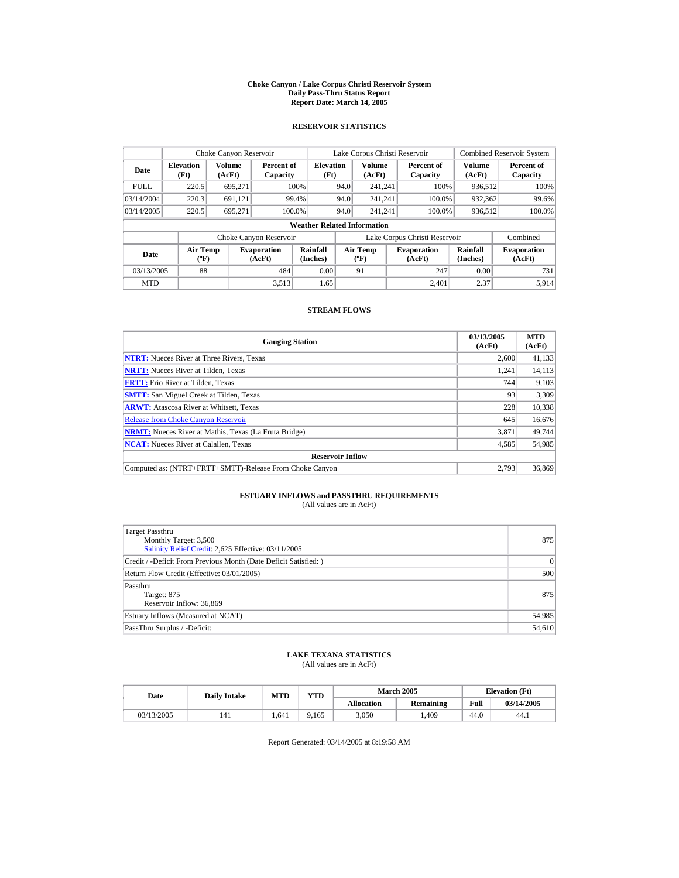# Choke Canyon / Lake Corpus Christi Reservoir System
## Daily Pass-Thru Status Report
## Report Date: March 14, 2005

### RESERVOIR STATISTICS

| Date | Choke Canyon Reservoir | | | Lake Corpus Christi Reservoir | | | Combined Reservoir System | |
|---|---|---|---|---|---|---|---|---|
| | Elevation (Ft) | Volume (AcFt) | Percent of Capacity | Elevation (Ft) | Volume (AcFt) | Percent of Capacity | Volume (AcFt) | Percent of Capacity |
| FULL | 220.5 | 695,271 | 100% | 94.0 | 241,241 | 100% | 936,512 | 100% |
| 03/14/2004 | 220.3 | 691,121 | 99.4% | 94.0 | 241,241 | 100.0% | 932,362 | 99.6% |
| 03/14/2005 | 220.5 | 695,271 | 100.0% | 94.0 | 241,241 | 100.0% | 936,512 | 100.0% |

**Weather Related Information**

| Date | Choke Canyon Reservoir | | | Lake Corpus Christi Reservoir | | | Combined |
|---|---|---|---|---|---|---|---|
| | Air Temp (ºF) | Evaporation (AcFt) | Rainfall (Inches) | Air Temp (ºF) | Evaporation (AcFt) | Rainfall (Inches) | Evaporation (AcFt) |
| 03/13/2005 | 88 | 484 | 0.00 | 91 | 247 | 0.00 | 731 |
| MTD | | 3,513 | 1.65 | | 2,401 | 2.37 | 5,914 |

### STREAM FLOWS

| Gauging Station | 03/13/2005 (AcFt) | MTD (AcFt) |
|---|---|---|
| NTRT: Nueces River at Three Rivers, Texas | 2,600 | 41,133 |
| NRTT: Nueces River at Tilden, Texas | 1,241 | 14,113 |
| FRTT: Frio River at Tilden, Texas | 744 | 9,103 |
| SMTT: San Miguel Creek at Tilden, Texas | 93 | 3,309 |
| ARWT: Atascosa River at Whitsett, Texas | 228 | 10,338 |
| Release from Choke Canyon Reservoir | 645 | 16,676 |
| NRMT: Nueces River at Mathis, Texas (La Fruta Bridge) | 3,871 | 49,744 |
| NCAT: Nueces River at Calallen, Texas | 4,585 | 54,985 |
| **Reservoir Inflow** | | |
| Computed as: (NTRT+FRTT+SMTT)-Release From Choke Canyon | 2,793 | 36,869 |

### ESTUARY INFLOWS and PASSTHRU REQUIREMENTS
(All values are in AcFt)

| | |
|---|---|
| Target Passthru<br>Monthly Target: 3,500<br>Salinity Relief Credit: 2,625 Effective: 03/11/2005 | 875 |
| Credit / -Deficit From Previous Month (Date Deficit Satisfied: ) | 0 |
| Return Flow Credit (Effective: 03/01/2005) | 500 |
| Passthru<br>Target: 875<br>Reservoir Inflow: 36,869 | 875 |
| Estuary Inflows (Measured at NCAT) | 54,985 |
| PassThru Surplus / -Deficit: | 54,610 |

### LAKE TEXANA STATISTICS
(All values are in AcFt)

| Date | Daily Intake | MTD | YTD | March 2005 | | Elevation (Ft) | |
|---|---|---|---|---|---|---|---|
| | | | | Allocation | Remaining | Full | 03/14/2005 |
| 03/13/2005 | 141 | 1,641 | 9,165 | 3,050 | 1,409 | 44.0 | 44.1 |

Report Generated: 03/14/2005 at 8:19:58 AM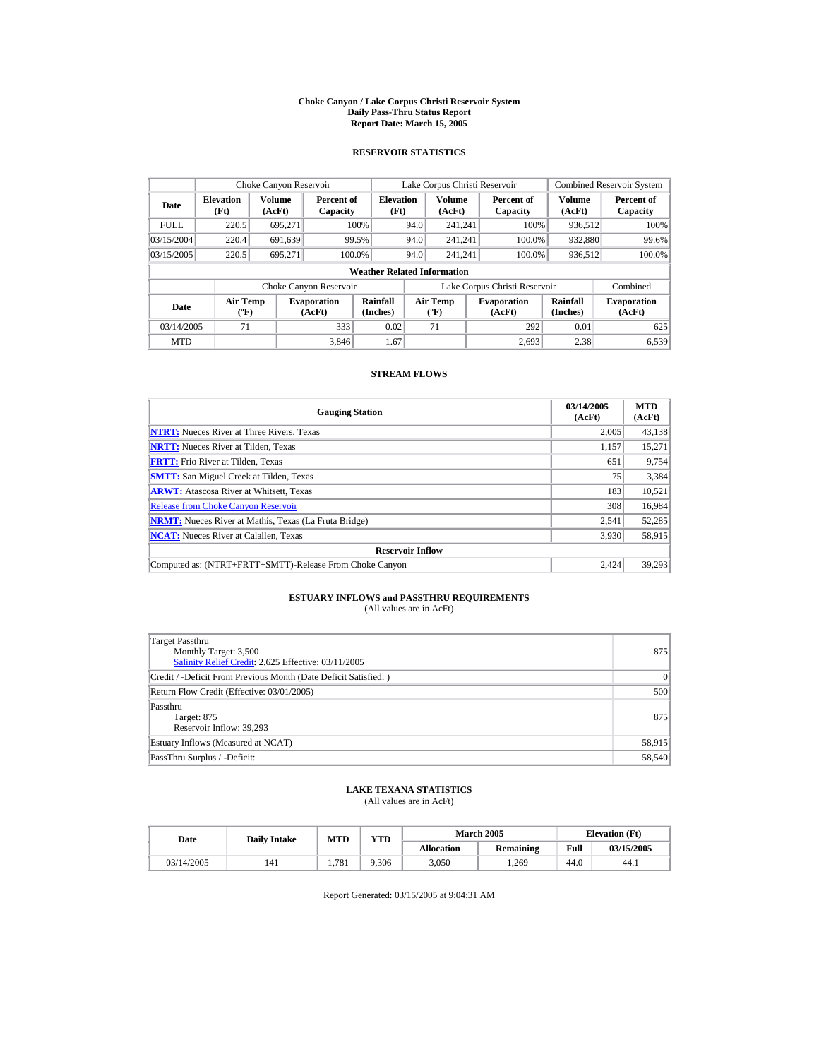# Choke Canyon / Lake Corpus Christi Reservoir System
## Daily Pass-Thru Status Report
## Report Date: March 15, 2005

### RESERVOIR STATISTICS

| Date | Choke Canyon Reservoir | | | Lake Corpus Christi Reservoir | | | Combined Reservoir System | |
|---|---|---|---|---|---|---|---|---|
| | Elevation (Ft) | Volume (AcFt) | Percent of Capacity | Elevation (Ft) | Volume (AcFt) | Percent of Capacity | Volume (AcFt) | Percent of Capacity |
| FULL | 220.5 | 695,271 | 100% | 94.0 | 241,241 | 100% | 936,512 | 100% |
| 03/15/2004 | 220.4 | 691,639 | 99.5% | 94.0 | 241,241 | 100.0% | 932,880 | 99.6% |
| 03/15/2005 | 220.5 | 695,271 | 100.0% | 94.0 | 241,241 | 100.0% | 936,512 | 100.0% |

**Weather Related Information**

| Date | Choke Canyon Reservoir | | | Lake Corpus Christi Reservoir | | | Combined |
|---|---|---|---|---|---|---|---|
| | Air Temp (ºF) | Evaporation (AcFt) | Rainfall (Inches) | Air Temp (ºF) | Evaporation (AcFt) | Rainfall (Inches) | Evaporation (AcFt) |
| 03/14/2005 | 71 | 333 | 0.02 | 71 | 292 | 0.01 | 625 |
| MTD | | 3,846 | 1.67 | | 2,693 | 2.38 | 6,539 |

### STREAM FLOWS

| Gauging Station | 03/14/2005 (AcFt) | MTD (AcFt) |
|---|---|---|
| NTRT: Nueces River at Three Rivers, Texas | 2,005 | 43,138 |
| NRTT: Nueces River at Tilden, Texas | 1,157 | 15,271 |
| FRTT: Frio River at Tilden, Texas | 651 | 9,754 |
| SMTT: San Miguel Creek at Tilden, Texas | 75 | 3,384 |
| ARWT: Atascosa River at Whitsett, Texas | 183 | 10,521 |
| Release from Choke Canyon Reservoir | 308 | 16,984 |
| NRMT: Nueces River at Mathis, Texas (La Fruta Bridge) | 2,541 | 52,285 |
| NCAT: Nueces River at Calallen, Texas | 3,930 | 58,915 |
| **Reservoir Inflow** | | |
| Computed as: (NTRT+FRTT+SMTT)-Release From Choke Canyon | 2,424 | 39,293 |

### ESTUARY INFLOWS and PASSTHRU REQUIREMENTS
(All values are in AcFt)

| | |
|---|---|
| Target Passthru<br>Monthly Target: 3,500<br>Salinity Relief Credit: 2,625 Effective: 03/11/2005 | 875 |
| Credit / -Deficit From Previous Month (Date Deficit Satisfied: ) | 0 |
| Return Flow Credit (Effective: 03/01/2005) | 500 |
| Passthru<br>Target: 875<br>Reservoir Inflow: 39,293 | 875 |
| Estuary Inflows (Measured at NCAT) | 58,915 |
| PassThru Surplus / -Deficit: | 58,540 |

### LAKE TEXANA STATISTICS
(All values are in AcFt)

| Date | Daily Intake | MTD | YTD | March 2005 | | Elevation (Ft) | |
|---|---|---|---|---|---|---|---|
| | | | | Allocation | Remaining | Full | 03/15/2005 |
| 03/14/2005 | 141 | 1,781 | 9,306 | 3,050 | 1,269 | 44.0 | 44.1 |

Report Generated: 03/15/2005 at 9:04:31 AM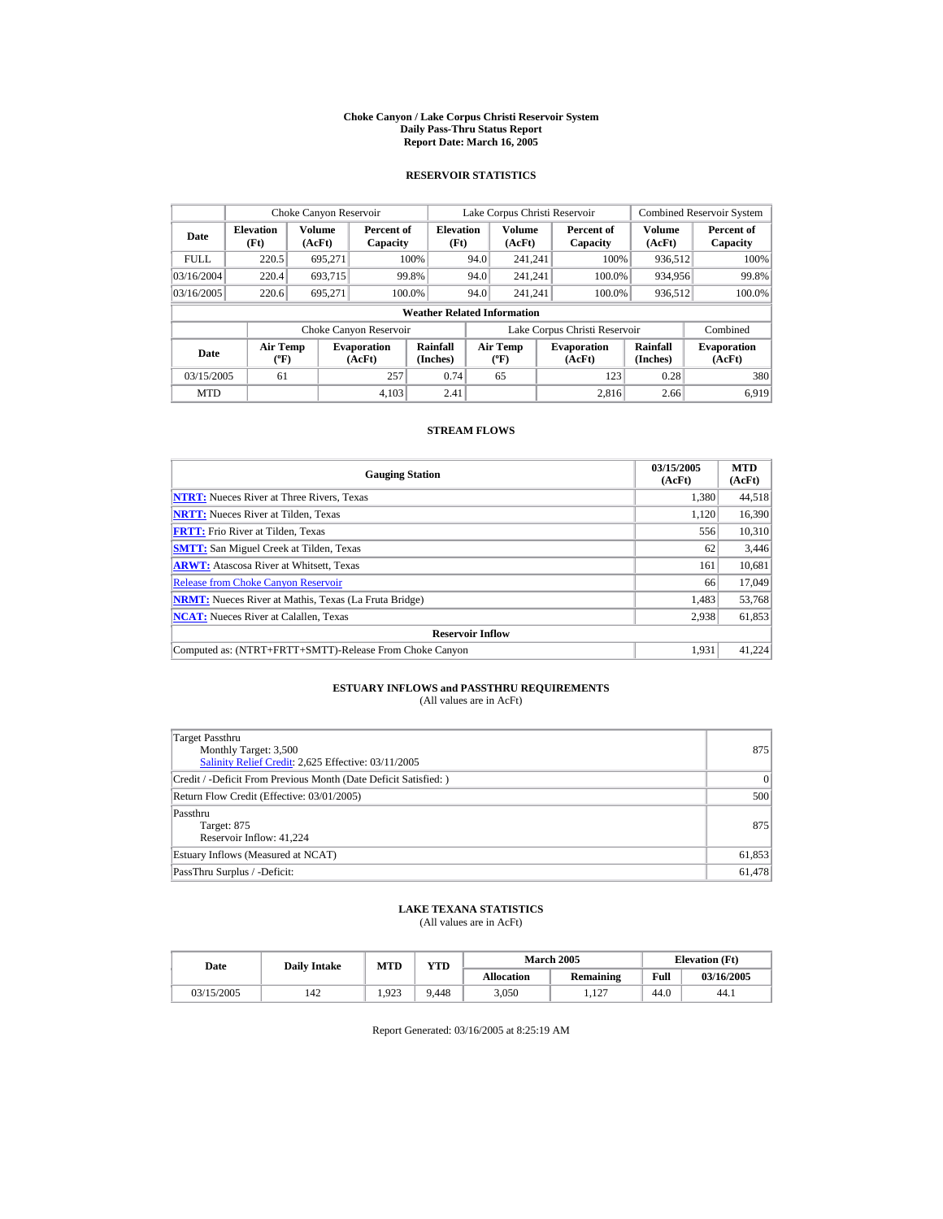# Choke Canyon / Lake Corpus Christi Reservoir System
## Daily Pass-Thru Status Report
## Report Date: March 16, 2005

### RESERVOIR STATISTICS

| Date | Choke Canyon Reservoir | | | Lake Corpus Christi Reservoir | | | Combined Reservoir System | |
|---|---|---|---|---|---|---|---|---|
| | Elevation (Ft) | Volume (AcFt) | Percent of Capacity | Elevation (Ft) | Volume (AcFt) | Percent of Capacity | Volume (AcFt) | Percent of Capacity |
| FULL | 220.5 | 695,271 | 100% | 94.0 | 241,241 | 100% | 936,512 | 100% |
| 03/16/2004 | 220.4 | 693,715 | 99.8% | 94.0 | 241,241 | 100.0% | 934,956 | 99.8% |
| 03/16/2005 | 220.6 | 695,271 | 100.0% | 94.0 | 241,241 | 100.0% | 936,512 | 100.0% |

**Weather Related Information**

| Date | Choke Canyon Reservoir | | | Lake Corpus Christi Reservoir | | | Combined |
|---|---|---|---|---|---|---|---|
| | Air Temp (ºF) | Evaporation (AcFt) | Rainfall (Inches) | Air Temp (ºF) | Evaporation (AcFt) | Rainfall (Inches) | Evaporation (AcFt) |
| 03/15/2005 | 61 | 257 | 0.74 | 65 | 123 | 0.28 | 380 |
| MTD | | 4,103 | 2.41 | | 2,816 | 2.66 | 6,919 |

### STREAM FLOWS

| Gauging Station | 03/15/2005 (AcFt) | MTD (AcFt) |
|---|---|---|
| NTRT: Nueces River at Three Rivers, Texas | 1,380 | 44,518 |
| NRTT: Nueces River at Tilden, Texas | 1,120 | 16,390 |
| FRTT: Frio River at Tilden, Texas | 556 | 10,310 |
| SMTT: San Miguel Creek at Tilden, Texas | 62 | 3,446 |
| ARWT: Atascosa River at Whitsett, Texas | 161 | 10,681 |
| Release from Choke Canyon Reservoir | 66 | 17,049 |
| NRMT: Nueces River at Mathis, Texas (La Fruta Bridge) | 1,483 | 53,768 |
| NCAT: Nueces River at Calallen, Texas | 2,938 | 61,853 |
| **Reservoir Inflow** | | |
| Computed as: (NTRT+FRTT+SMTT)-Release From Choke Canyon | 1,931 | 41,224 |

### ESTUARY INFLOWS and PASSTHRU REQUIREMENTS
(All values are in AcFt)

| | |
|---|---|
| Target Passthru<br>Monthly Target: 3,500<br>Salinity Relief Credit: 2,625 Effective: 03/11/2005 | 875 |
| Credit / -Deficit From Previous Month (Date Deficit Satisfied: ) | 0 |
| Return Flow Credit (Effective: 03/01/2005) | 500 |
| Passthru<br>Target: 875<br>Reservoir Inflow: 41,224 | 875 |
| Estuary Inflows (Measured at NCAT) | 61,853 |
| PassThru Surplus / -Deficit: | 61,478 |

### LAKE TEXANA STATISTICS
(All values are in AcFt)

| Date | Daily Intake | MTD | YTD | March 2005 | | Elevation (Ft) | |
|---|---|---|---|---|---|---|---|
| | | | | Allocation | Remaining | Full | 03/16/2005 |
| 03/15/2005 | 142 | 1,923 | 9,448 | 3,050 | 1,127 | 44.0 | 44.1 |

Report Generated: 03/16/2005 at 8:25:19 AM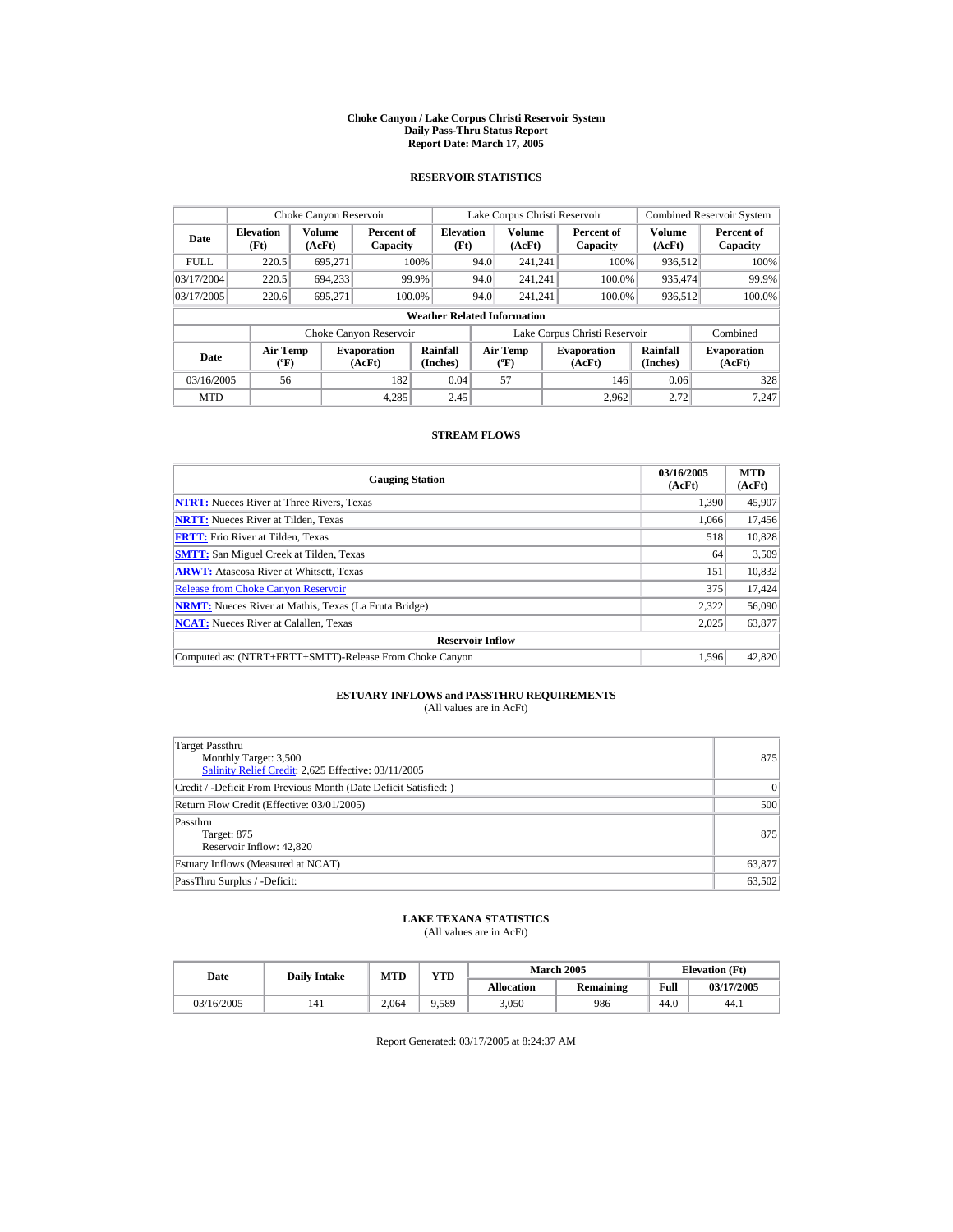# Choke Canyon / Lake Corpus Christi Reservoir System
## Daily Pass-Thru Status Report
## Report Date: March 17, 2005

### RESERVOIR STATISTICS

| | Choke Canyon Reservoir | | | Lake Corpus Christi Reservoir | | | Combined Reservoir System | |
|---|---|---|---|---|---|---|---|---|
| **Date** | **Elevation (Ft)** | **Volume (AcFt)** | **Percent of Capacity** | **Elevation (Ft)** | **Volume (AcFt)** | **Percent of Capacity** | **Volume (AcFt)** | **Percent of Capacity** |
| FULL | 220.5 | 695,271 | 100% | 94.0 | 241,241 | 100% | 936,512 | 100% |
| 03/17/2004 | 220.5 | 694,233 | 99.9% | 94.0 | 241,241 | 100.0% | 935,474 | 99.9% |
| 03/17/2005 | 220.6 | 695,271 | 100.0% | 94.0 | 241,241 | 100.0% | 936,512 | 100.0% |

**Weather Related Information**

| | Choke Canyon Reservoir | | | Lake Corpus Christi Reservoir | | | Combined |
|---|---|---|---|---|---|---|---|
| **Date** | **Air Temp (ºF)** | **Evaporation (AcFt)** | **Rainfall (Inches)** | **Air Temp (ºF)** | **Evaporation (AcFt)** | **Rainfall (Inches)** | **Evaporation (AcFt)** |
| 03/16/2005 | 56 | 182 | 0.04 | 57 | 146 | 0.06 | 328 |
| MTD | | 4,285 | 2.45 | | 2,962 | 2.72 | 7,247 |

### STREAM FLOWS

| Gauging Station | 03/16/2005 (AcFt) | MTD (AcFt) |
|---|---|---|
| **NTRT:** Nueces River at Three Rivers, Texas | 1,390 | 45,907 |
| **NRTT:** Nueces River at Tilden, Texas | 1,066 | 17,456 |
| **FRTT:** Frio River at Tilden, Texas | 518 | 10,828 |
| **SMTT:** San Miguel Creek at Tilden, Texas | 64 | 3,509 |
| **ARWT:** Atascosa River at Whitsett, Texas | 151 | 10,832 |
| Release from Choke Canyon Reservoir | 375 | 17,424 |
| **NRMT:** Nueces River at Mathis, Texas (La Fruta Bridge) | 2,322 | 56,090 |
| **NCAT:** Nueces River at Calallen, Texas | 2,025 | 63,877 |
| **Reservoir Inflow** | | |
| Computed as: (NTRT+FRTT+SMTT)-Release From Choke Canyon | 1,596 | 42,820 |

### ESTUARY INFLOWS and PASSTHRU REQUIREMENTS
(All values are in AcFt)

| | |
|---|---|
| Target Passthru<br>Monthly Target: 3,500<br>Salinity Relief Credit: 2,625 Effective: 03/11/2005 | 875 |
| Credit / -Deficit From Previous Month (Date Deficit Satisfied: ) | 0 |
| Return Flow Credit (Effective: 03/01/2005) | 500 |
| Passthru<br>Target: 875<br>Reservoir Inflow: 42,820 | 875 |
| Estuary Inflows (Measured at NCAT) | 63,877 |
| PassThru Surplus / -Deficit: | 63,502 |

### LAKE TEXANA STATISTICS
(All values are in AcFt)

| Date | Daily Intake | MTD | YTD | March 2005 | | Elevation (Ft) | |
|---|---|---|---|---|---|---|---|
| | | | | **Allocation** | **Remaining** | **Full** | **03/17/2005** |
| 03/16/2005 | 141 | 2,064 | 9,589 | 3,050 | 986 | 44.0 | 44.1 |

Report Generated: 03/17/2005 at 8:24:37 AM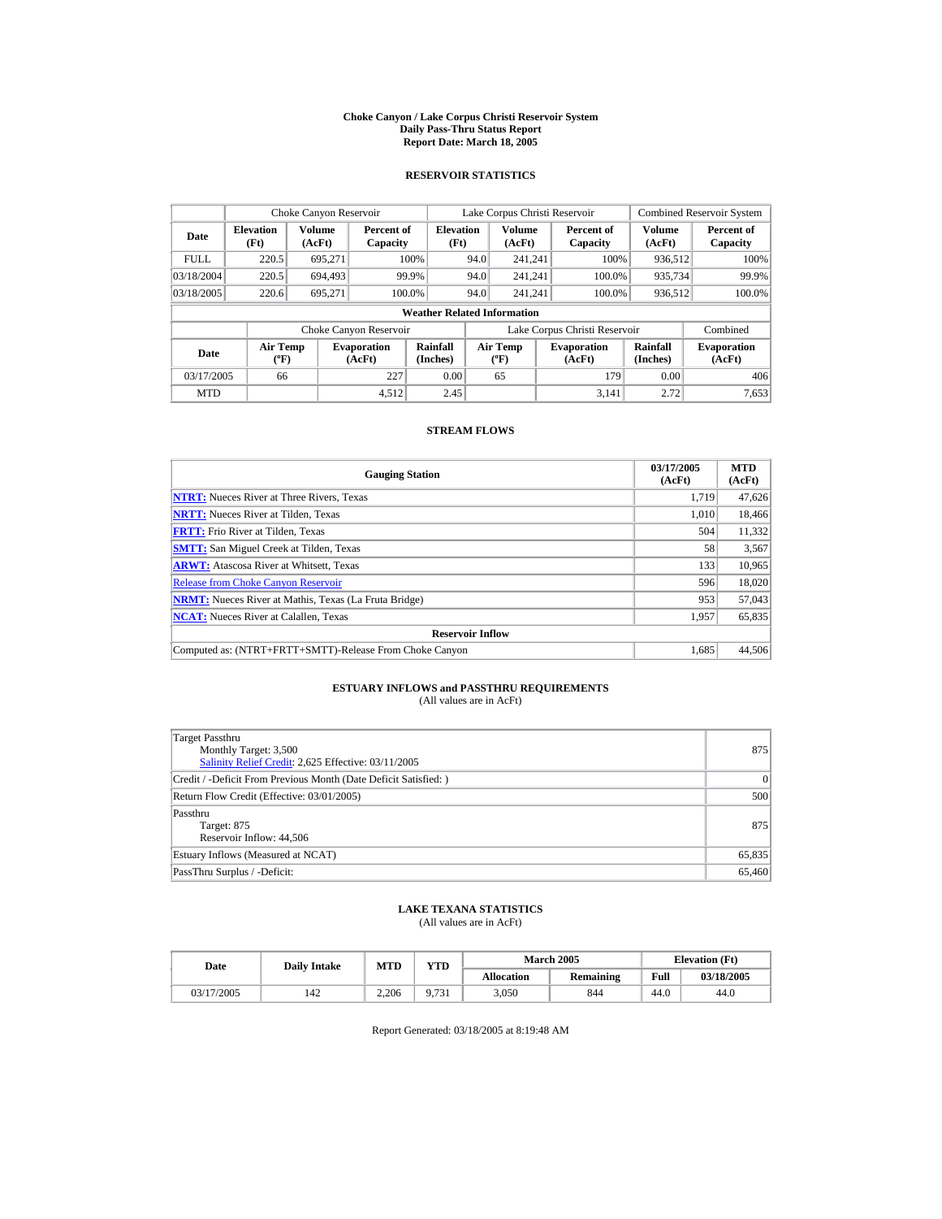# Choke Canyon / Lake Corpus Christi Reservoir System
## Daily Pass-Thru Status Report
### Report Date: March 18, 2005

## RESERVOIR STATISTICS

| | Choke Canyon Reservoir | | | Lake Corpus Christi Reservoir | | | Combined Reservoir System | |
|---|---|---|---|---|---|---|---|---|
| **Date** | **Elevation (Ft)** | **Volume (AcFt)** | **Percent of Capacity** | **Elevation (Ft)** | **Volume (AcFt)** | **Percent of Capacity** | **Volume (AcFt)** | **Percent of Capacity** |
| FULL | 220.5 | 695,271 | 100% | 94.0 | 241,241 | 100% | 936,512 | 100% |
| 03/18/2004 | 220.5 | 694,493 | 99.9% | 94.0 | 241,241 | 100.0% | 935,734 | 99.9% |
| 03/18/2005 | 220.6 | 695,271 | 100.0% | 94.0 | 241,241 | 100.0% | 936,512 | 100.0% |

**Weather Related Information**

| | Choke Canyon Reservoir | | | Lake Corpus Christi Reservoir | | | Combined |
|---|---|---|---|---|---|---|---|
| **Date** | **Air Temp (ºF)** | **Evaporation (AcFt)** | **Rainfall (Inches)** | **Air Temp (ºF)** | **Evaporation (AcFt)** | **Rainfall (Inches)** | **Evaporation (AcFt)** |
| 03/17/2005 | 66 | 227 | 0.00 | 65 | 179 | 0.00 | 406 |
| MTD | | 4,512 | 2.45 | | 3,141 | 2.72 | 7,653 |

## STREAM FLOWS

| Gauging Station | 03/17/2005 (AcFt) | MTD (AcFt) |
|---|---|---|
| **NTRT:** Nueces River at Three Rivers, Texas | 1,719 | 47,626 |
| **NRTT:** Nueces River at Tilden, Texas | 1,010 | 18,466 |
| **FRTT:** Frio River at Tilden, Texas | 504 | 11,332 |
| **SMTT:** San Miguel Creek at Tilden, Texas | 58 | 3,567 |
| **ARWT:** Atascosa River at Whitsett, Texas | 133 | 10,965 |
| Release from Choke Canyon Reservoir | 596 | 18,020 |
| **NRMT:** Nueces River at Mathis, Texas (La Fruta Bridge) | 953 | 57,043 |
| **NCAT:** Nueces River at Calallen, Texas | 1,957 | 65,835 |
| **Reservoir Inflow** | | |
| Computed as: (NTRT+FRTT+SMTT)-Release From Choke Canyon | 1,685 | 44,506 |

## ESTUARY INFLOWS and PASSTHRU REQUIREMENTS
(All values are in AcFt)

| | |
|---|---|
| Target Passthru<br>Monthly Target: 3,500<br>Salinity Relief Credit: 2,625 Effective: 03/11/2005 | 875 |
| Credit / -Deficit From Previous Month (Date Deficit Satisfied: ) | 0 |
| Return Flow Credit (Effective: 03/01/2005) | 500 |
| Passthru<br>Target: 875<br>Reservoir Inflow: 44,506 | 875 |
| Estuary Inflows (Measured at NCAT) | 65,835 |
| PassThru Surplus / -Deficit: | 65,460 |

## LAKE TEXANA STATISTICS
(All values are in AcFt)

| Date | Daily Intake | MTD | YTD | March 2005 | | Elevation (Ft) | |
|---|---|---|---|---|---|---|---|
| | | | | **Allocation** | **Remaining** | **Full** | **03/18/2005** |
| 03/17/2005 | 142 | 2,206 | 9,731 | 3,050 | 844 | 44.0 | 44.0 |

Report Generated: 03/18/2005 at 8:19:48 AM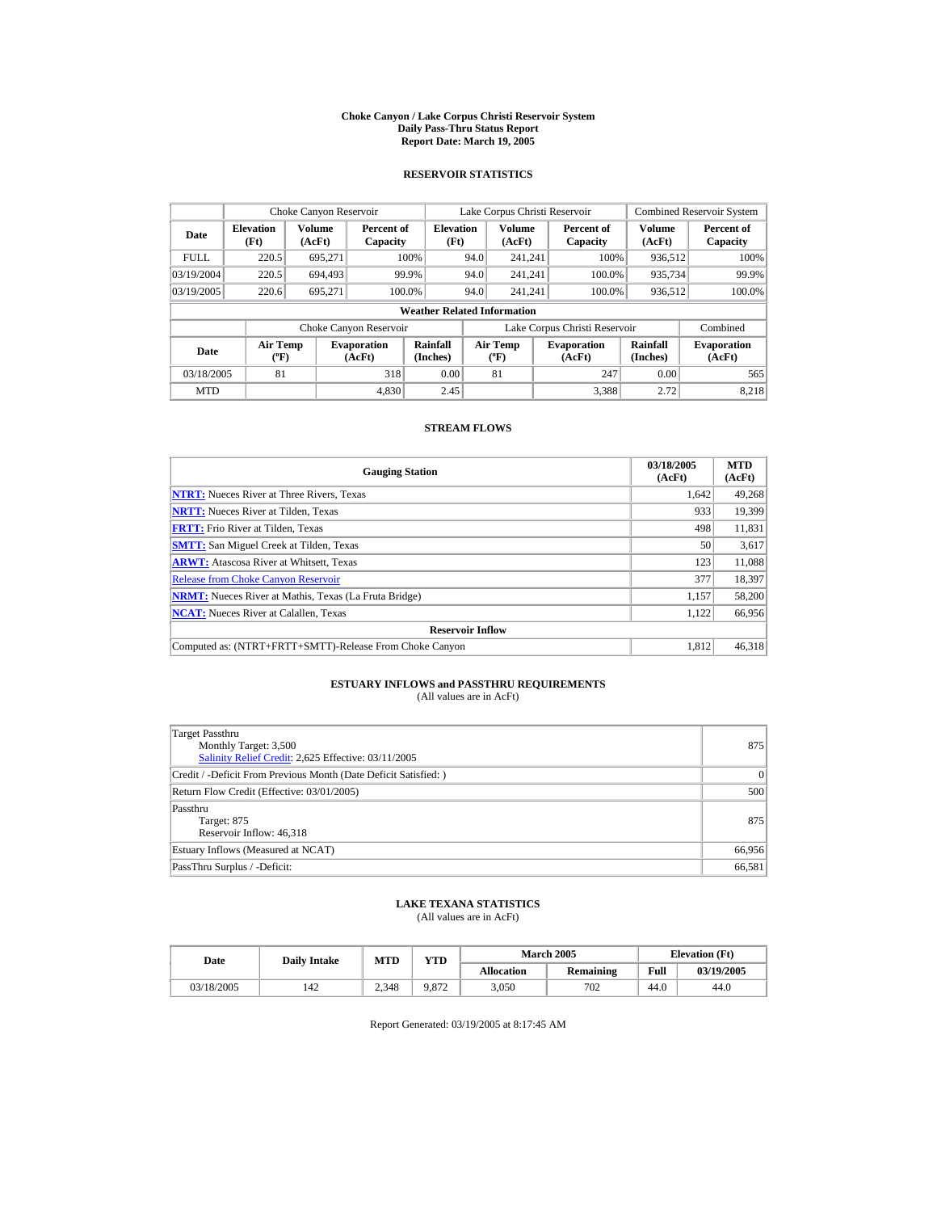# Choke Canyon / Lake Corpus Christi Reservoir System
## Daily Pass-Thru Status Report
### Report Date: March 19, 2005

## RESERVOIR STATISTICS

| Date | Choke Canyon Reservoir | | | Lake Corpus Christi Reservoir | | | Combined Reservoir System | |
|---|---|---|---|---|---|---|---|---|
| | Elevation (Ft) | Volume (AcFt) | Percent of Capacity | Elevation (Ft) | Volume (AcFt) | Percent of Capacity | Volume (AcFt) | Percent of Capacity |
| FULL | 220.5 | 695,271 | 100% | 94.0 | 241,241 | 100% | 936,512 | 100% |
| 03/19/2004 | 220.5 | 694,493 | 99.9% | 94.0 | 241,241 | 100.0% | 935,734 | 99.9% |
| 03/19/2005 | 220.6 | 695,271 | 100.0% | 94.0 | 241,241 | 100.0% | 936,512 | 100.0% |

**Weather Related Information**

| Date | Choke Canyon Reservoir | | | Lake Corpus Christi Reservoir | | | Combined |
|---|---|---|---|---|---|---|---|
| | Air Temp (ºF) | Evaporation (AcFt) | Rainfall (Inches) | Air Temp (ºF) | Evaporation (AcFt) | Rainfall (Inches) | Evaporation (AcFt) |
| 03/18/2005 | 81 | 318 | 0.00 | 81 | 247 | 0.00 | 565 |
| MTD | | 4,830 | 2.45 | | 3,388 | 2.72 | 8,218 |

## STREAM FLOWS

| Gauging Station | 03/18/2005 (AcFt) | MTD (AcFt) |
|---|---|---|
| NTRT: Nueces River at Three Rivers, Texas | 1,642 | 49,268 |
| NRTT: Nueces River at Tilden, Texas | 933 | 19,399 |
| FRTT: Frio River at Tilden, Texas | 498 | 11,831 |
| SMTT: San Miguel Creek at Tilden, Texas | 50 | 3,617 |
| ARWT: Atascosa River at Whitsett, Texas | 123 | 11,088 |
| Release from Choke Canyon Reservoir | 377 | 18,397 |
| NRMT: Nueces River at Mathis, Texas (La Fruta Bridge) | 1,157 | 58,200 |
| NCAT: Nueces River at Calallen, Texas | 1,122 | 66,956 |
| **Reservoir Inflow** | | |
| Computed as: (NTRT+FRTT+SMTT)-Release From Choke Canyon | 1,812 | 46,318 |

## ESTUARY INFLOWS and PASSTHRU REQUIREMENTS
(All values are in AcFt)

| | |
|---|---|
| Target Passthru<br>Monthly Target: 3,500<br>Salinity Relief Credit: 2,625 Effective: 03/11/2005 | 875 |
| Credit / -Deficit From Previous Month (Date Deficit Satisfied: ) | 0 |
| Return Flow Credit (Effective: 03/01/2005) | 500 |
| Passthru<br>Target: 875<br>Reservoir Inflow: 46,318 | 875 |
| Estuary Inflows (Measured at NCAT) | 66,956 |
| PassThru Surplus / -Deficit: | 66,581 |

## LAKE TEXANA STATISTICS
(All values are in AcFt)

| Date | Daily Intake | MTD | YTD | March 2005 | | Elevation (Ft) | |
|---|---|---|---|---|---|---|---|
| | | | | Allocation | Remaining | Full | 03/19/2005 |
| 03/18/2005 | 142 | 2,348 | 9,872 | 3,050 | 702 | 44.0 | 44.0 |

Report Generated: 03/19/2005 at 8:17:45 AM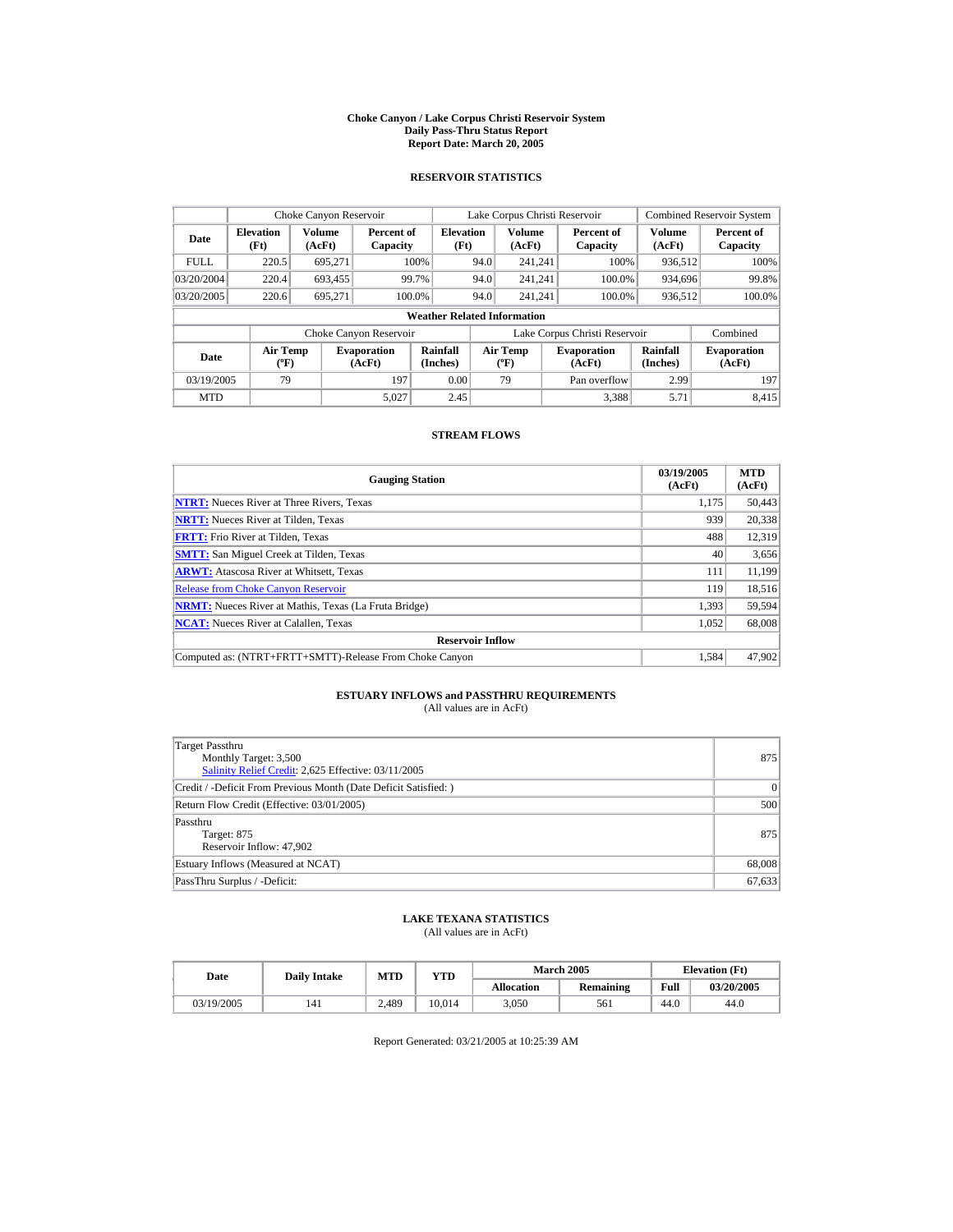# Choke Canyon / Lake Corpus Christi Reservoir System
## Daily Pass-Thru Status Report
## Report Date: March 20, 2005

### RESERVOIR STATISTICS

| Date | Choke Canyon Reservoir | | | Lake Corpus Christi Reservoir | | | Combined Reservoir System | |
|---|---|---|---|---|---|---|---|---|
| | Elevation (Ft) | Volume (AcFt) | Percent of Capacity | Elevation (Ft) | Volume (AcFt) | Percent of Capacity | Volume (AcFt) | Percent of Capacity |
| FULL | 220.5 | 695,271 | 100% | 94.0 | 241,241 | 100% | 936,512 | 100% |
| 03/20/2004 | 220.4 | 693,455 | 99.7% | 94.0 | 241,241 | 100.0% | 934,696 | 99.8% |
| 03/20/2005 | 220.6 | 695,271 | 100.0% | 94.0 | 241,241 | 100.0% | 936,512 | 100.0% |

**Weather Related Information**

| Date | Choke Canyon Reservoir | | | Lake Corpus Christi Reservoir | | | Combined |
|---|---|---|---|---|---|---|---|
| | Air Temp (ºF) | Evaporation (AcFt) | Rainfall (Inches) | Air Temp (ºF) | Evaporation (AcFt) | Rainfall (Inches) | Evaporation (AcFt) |
| 03/19/2005 | 79 | 197 | 0.00 | 79 | Pan overflow | 2.99 | 197 |
| MTD | | 5,027 | 2.45 | | 3,388 | 5.71 | 8,415 |

### STREAM FLOWS

| Gauging Station | 03/19/2005 (AcFt) | MTD (AcFt) |
|---|---|---|
| **NTRT:** Nueces River at Three Rivers, Texas | 1,175 | 50,443 |
| **NRTT:** Nueces River at Tilden, Texas | 939 | 20,338 |
| **FRTT:** Frio River at Tilden, Texas | 488 | 12,319 |
| **SMTT:** San Miguel Creek at Tilden, Texas | 40 | 3,656 |
| **ARWT:** Atascosa River at Whitsett, Texas | 111 | 11,199 |
| Release from Choke Canyon Reservoir | 119 | 18,516 |
| **NRMT:** Nueces River at Mathis, Texas (La Fruta Bridge) | 1,393 | 59,594 |
| **NCAT:** Nueces River at Calallen, Texas | 1,052 | 68,008 |
| **Reservoir Inflow** | | |
| Computed as: (NTRT+FRTT+SMTT)-Release From Choke Canyon | 1,584 | 47,902 |

### ESTUARY INFLOWS and PASSTHRU REQUIREMENTS
(All values are in AcFt)

| | |
|---|---|
| Target Passthru<br>Monthly Target: 3,500<br>Salinity Relief Credit: 2,625 Effective: 03/11/2005 | 875 |
| Credit / -Deficit From Previous Month (Date Deficit Satisfied: ) | 0 |
| Return Flow Credit (Effective: 03/01/2005) | 500 |
| Passthru<br>Target: 875<br>Reservoir Inflow: 47,902 | 875 |
| Estuary Inflows (Measured at NCAT) | 68,008 |
| PassThru Surplus / -Deficit: | 67,633 |

### LAKE TEXANA STATISTICS
(All values are in AcFt)

| Date | Daily Intake | MTD | YTD | March 2005 | | Elevation (Ft) | |
|---|---|---|---|---|---|---|---|
| | | | | Allocation | Remaining | Full | 03/20/2005 |
| 03/19/2005 | 141 | 2,489 | 10,014 | 3,050 | 561 | 44.0 | 44.0 |

Report Generated: 03/21/2005 at 10:25:39 AM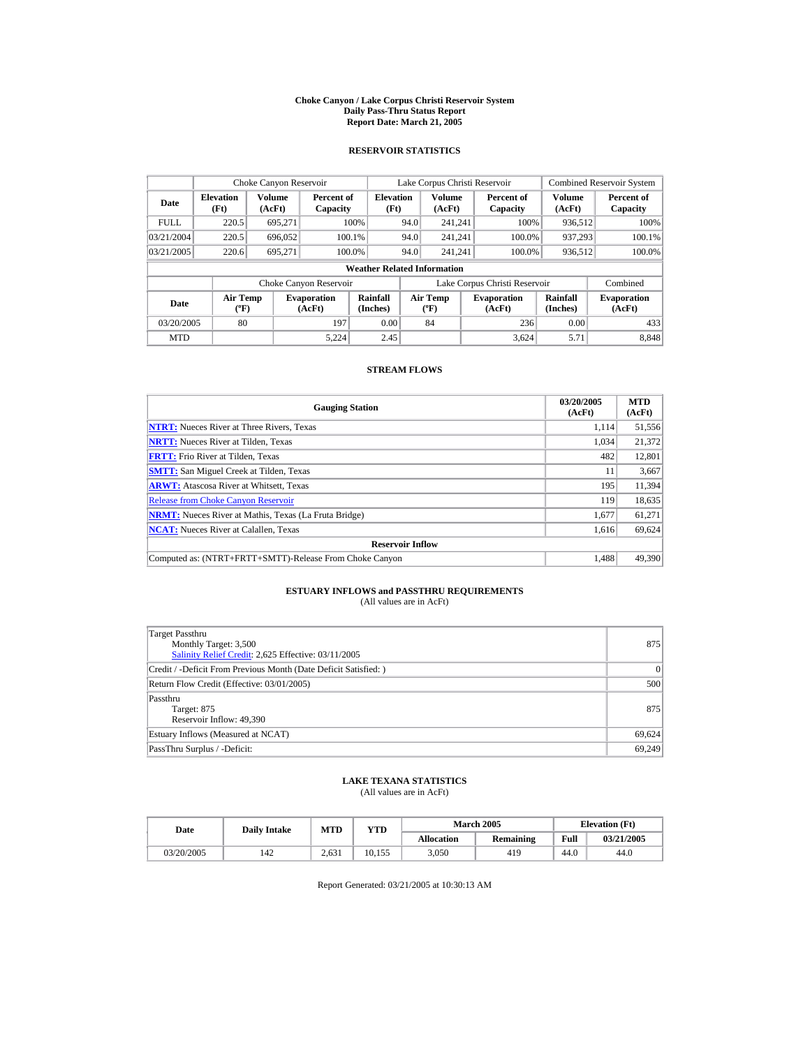# Choke Canyon / Lake Corpus Christi Reservoir System
## Daily Pass-Thru Status Report
## Report Date: March 21, 2005

### RESERVOIR STATISTICS

| | Choke Canyon Reservoir | | | Lake Corpus Christi Reservoir | | | Combined Reservoir System | |
|---|---|---|---|---|---|---|---|---|
| Date | Elevation (Ft) | Volume (AcFt) | Percent of Capacity | Elevation (Ft) | Volume (AcFt) | Percent of Capacity | Volume (AcFt) | Percent of Capacity |
| FULL | 220.5 | 695,271 | 100% | 94.0 | 241,241 | 100% | 936,512 | 100% |
| 03/21/2004 | 220.5 | 696,052 | 100.1% | 94.0 | 241,241 | 100.0% | 937,293 | 100.1% |
| 03/21/2005 | 220.6 | 695,271 | 100.0% | 94.0 | 241,241 | 100.0% | 936,512 | 100.0% |

**Weather Related Information**

| | Choke Canyon Reservoir | | | Lake Corpus Christi Reservoir | | | Combined |
|---|---|---|---|---|---|---|---|
| Date | Air Temp (ºF) | Evaporation (AcFt) | Rainfall (Inches) | Air Temp (ºF) | Evaporation (AcFt) | Rainfall (Inches) | Evaporation (AcFt) |
| 03/20/2005 | 80 | 197 | 0.00 | 84 | 236 | 0.00 | 433 |
| MTD | | 5,224 | 2.45 | | 3,624 | 5.71 | 8,848 |

### STREAM FLOWS

| Gauging Station | 03/20/2005 (AcFt) | MTD (AcFt) |
|---|---|---|
| **NTRT:** Nueces River at Three Rivers, Texas | 1,114 | 51,556 |
| **NRTT:** Nueces River at Tilden, Texas | 1,034 | 21,372 |
| **FRTT:** Frio River at Tilden, Texas | 482 | 12,801 |
| **SMTT:** San Miguel Creek at Tilden, Texas | 11 | 3,667 |
| **ARWT:** Atascosa River at Whitsett, Texas | 195 | 11,394 |
| Release from Choke Canyon Reservoir | 119 | 18,635 |
| **NRMT:** Nueces River at Mathis, Texas (La Fruta Bridge) | 1,677 | 61,271 |
| **NCAT:** Nueces River at Calallen, Texas | 1,616 | 69,624 |
| **Reservoir Inflow** | | |
| Computed as: (NTRT+FRTT+SMTT)-Release From Choke Canyon | 1,488 | 49,390 |

### ESTUARY INFLOWS and PASSTHRU REQUIREMENTS
(All values are in AcFt)

| | |
|---|---|
| Target Passthru<br>Monthly Target: 3,500<br>Salinity Relief Credit: 2,625 Effective: 03/11/2005 | 875 |
| Credit / -Deficit From Previous Month (Date Deficit Satisfied: ) | 0 |
| Return Flow Credit (Effective: 03/01/2005) | 500 |
| Passthru<br>Target: 875<br>Reservoir Inflow: 49,390 | 875 |
| Estuary Inflows (Measured at NCAT) | 69,624 |
| PassThru Surplus / -Deficit: | 69,249 |

### LAKE TEXANA STATISTICS
(All values are in AcFt)

| Date | Daily Intake | MTD | YTD | March 2005 | | Elevation (Ft) | |
|---|---|---|---|---|---|---|---|
| | | | | Allocation | Remaining | Full | 03/21/2005 |
| 03/20/2005 | 142 | 2,631 | 10,155 | 3,050 | 419 | 44.0 | 44.0 |

Report Generated: 03/21/2005 at 10:30:13 AM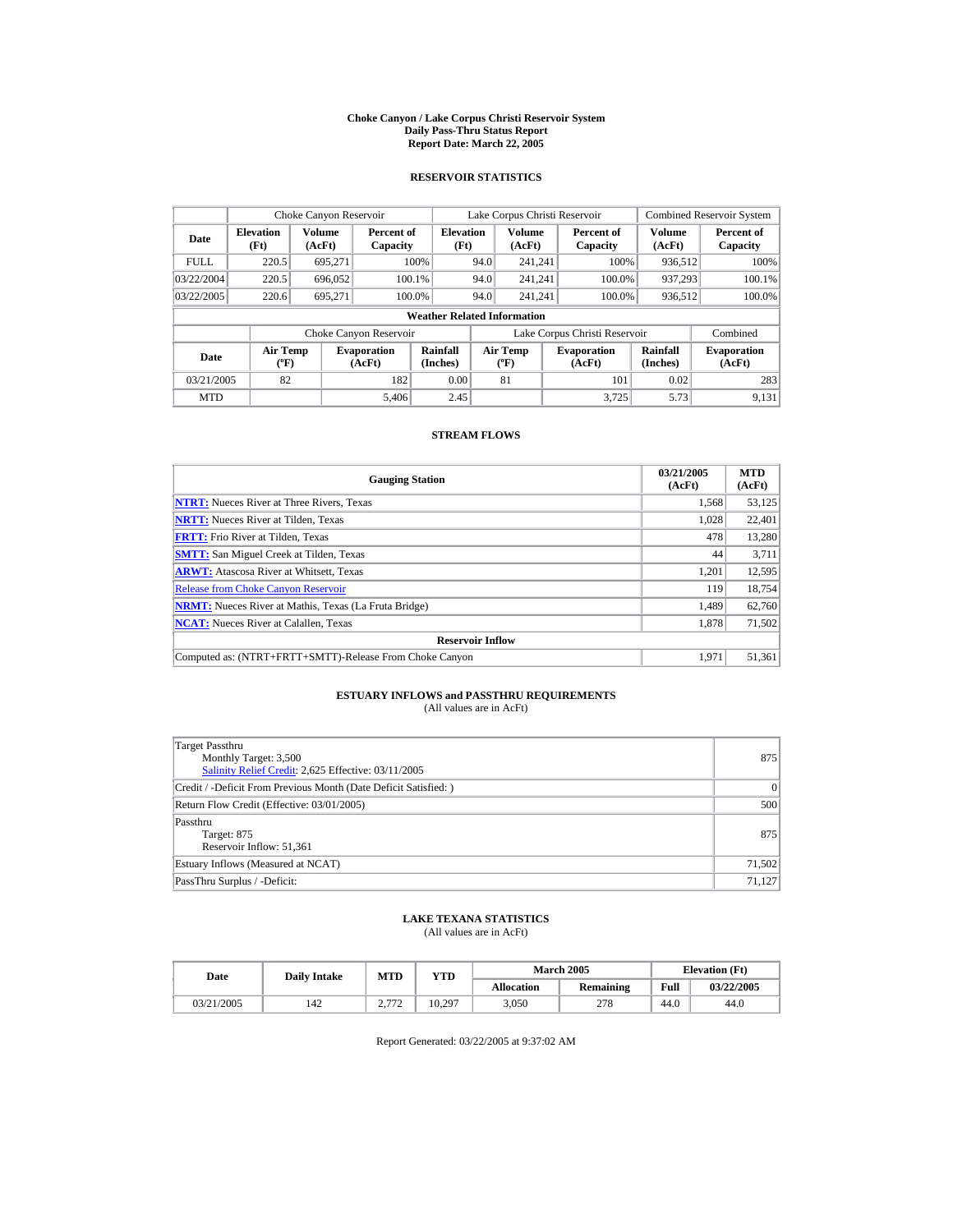# Choke Canyon / Lake Corpus Christi Reservoir System
## Daily Pass-Thru Status Report
## Report Date: March 22, 2005

### RESERVOIR STATISTICS

| Date | Choke Canyon Reservoir | | | Lake Corpus Christi Reservoir | | | Combined Reservoir System | |
|---|---|---|---|---|---|---|---|---|
| | Elevation (Ft) | Volume (AcFt) | Percent of Capacity | Elevation (Ft) | Volume (AcFt) | Percent of Capacity | Volume (AcFt) | Percent of Capacity |
| FULL | 220.5 | 695,271 | 100% | 94.0 | 241,241 | 100% | 936,512 | 100% |
| 03/22/2004 | 220.5 | 696,052 | 100.1% | 94.0 | 241,241 | 100.0% | 937,293 | 100.1% |
| 03/22/2005 | 220.6 | 695,271 | 100.0% | 94.0 | 241,241 | 100.0% | 936,512 | 100.0% |

**Weather Related Information**

| Date | Choke Canyon Reservoir | | | Lake Corpus Christi Reservoir | | | Combined |
|---|---|---|---|---|---|---|---|
| | Air Temp (ºF) | Evaporation (AcFt) | Rainfall (Inches) | Air Temp (ºF) | Evaporation (AcFt) | Rainfall (Inches) | Evaporation (AcFt) |
| 03/21/2005 | 82 | 182 | 0.00 | 81 | 101 | 0.02 | 283 |
| MTD | | 5,406 | 2.45 | | 3,725 | 5.73 | 9,131 |

### STREAM FLOWS

| Gauging Station | 03/21/2005 (AcFt) | MTD (AcFt) |
|---|---|---|
| **NTRT:** Nueces River at Three Rivers, Texas | 1,568 | 53,125 |
| **NRTT:** Nueces River at Tilden, Texas | 1,028 | 22,401 |
| **FRTT:** Frio River at Tilden, Texas | 478 | 13,280 |
| **SMTT:** San Miguel Creek at Tilden, Texas | 44 | 3,711 |
| **ARWT:** Atascosa River at Whitsett, Texas | 1,201 | 12,595 |
| Release from Choke Canyon Reservoir | 119 | 18,754 |
| **NRMT:** Nueces River at Mathis, Texas (La Fruta Bridge) | 1,489 | 62,760 |
| **NCAT:** Nueces River at Calallen, Texas | 1,878 | 71,502 |
| **Reservoir Inflow** | | |
| Computed as: (NTRT+FRTT+SMTT)-Release From Choke Canyon | 1,971 | 51,361 |

### ESTUARY INFLOWS and PASSTHRU REQUIREMENTS
(All values are in AcFt)

| | |
|---|---|
| Target Passthru<br>Monthly Target: 3,500<br>Salinity Relief Credit: 2,625 Effective: 03/11/2005 | 875 |
| Credit / -Deficit From Previous Month (Date Deficit Satisfied: ) | 0 |
| Return Flow Credit (Effective: 03/01/2005) | 500 |
| Passthru<br>Target: 875<br>Reservoir Inflow: 51,361 | 875 |
| Estuary Inflows (Measured at NCAT) | 71,502 |
| PassThru Surplus / -Deficit: | 71,127 |

### LAKE TEXANA STATISTICS
(All values are in AcFt)

| Date | Daily Intake | MTD | YTD | March 2005 | | Elevation (Ft) | |
|---|---|---|---|---|---|---|---|
| | | | | Allocation | Remaining | Full | 03/22/2005 |
| 03/21/2005 | 142 | 2,772 | 10,297 | 3,050 | 278 | 44.0 | 44.0 |

Report Generated: 03/22/2005 at 9:37:02 AM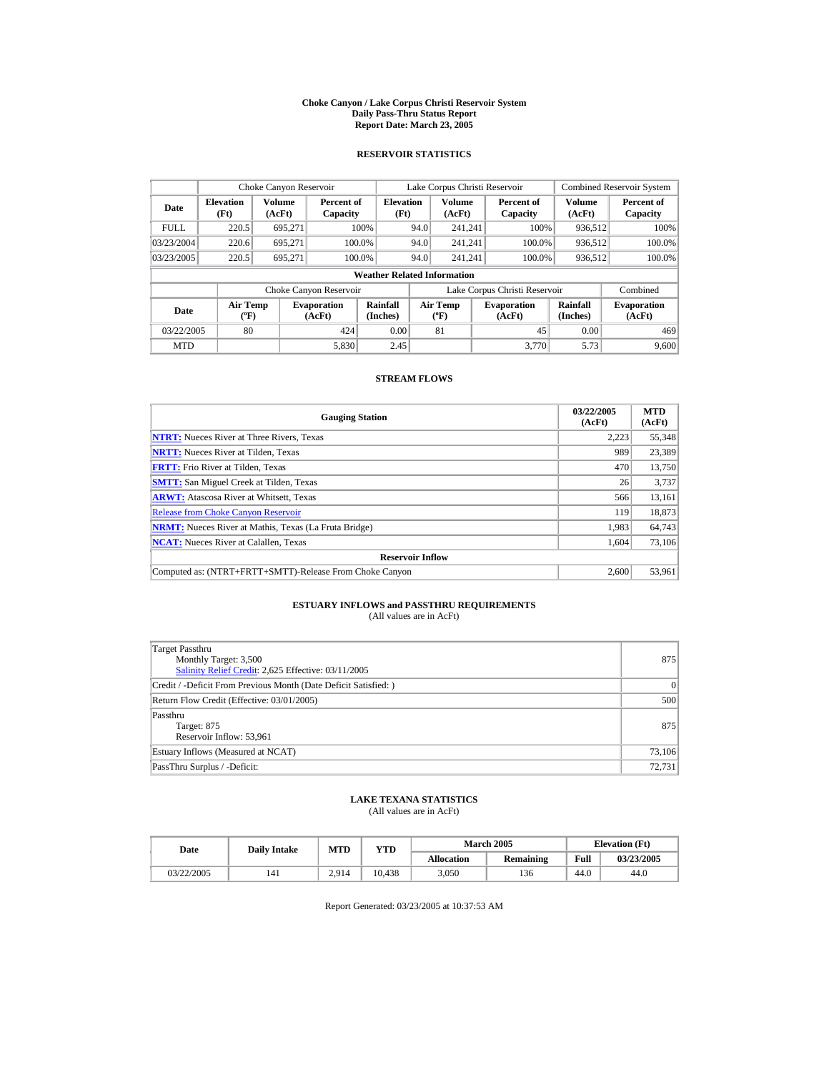# Choke Canyon / Lake Corpus Christi Reservoir System
## Daily Pass-Thru Status Report
## Report Date: March 23, 2005

### RESERVOIR STATISTICS

| | Choke Canyon Reservoir | | | Lake Corpus Christi Reservoir | | | Combined Reservoir System | |
|---|---|---|---|---|---|---|---|---|
| Date | Elevation (Ft) | Volume (AcFt) | Percent of Capacity | Elevation (Ft) | Volume (AcFt) | Percent of Capacity | Volume (AcFt) | Percent of Capacity |
| FULL | 220.5 | 695,271 | 100% | 94.0 | 241,241 | 100% | 936,512 | 100% |
| 03/23/2004 | 220.6 | 695,271 | 100.0% | 94.0 | 241,241 | 100.0% | 936,512 | 100.0% |
| 03/23/2005 | 220.5 | 695,271 | 100.0% | 94.0 | 241,241 | 100.0% | 936,512 | 100.0% |

**Weather Related Information**

| | Choke Canyon Reservoir | | | Lake Corpus Christi Reservoir | | | Combined |
|---|---|---|---|---|---|---|---|
| Date | Air Temp (ºF) | Evaporation (AcFt) | Rainfall (Inches) | Air Temp (ºF) | Evaporation (AcFt) | Rainfall (Inches) | Evaporation (AcFt) |
| 03/22/2005 | 80 | 424 | 0.00 | 81 | 45 | 0.00 | 469 |
| MTD | | 5,830 | 2.45 | | 3,770 | 5.73 | 9,600 |

### STREAM FLOWS

| Gauging Station | 03/22/2005 (AcFt) | MTD (AcFt) |
|---|---|---|
| **NTRT:** Nueces River at Three Rivers, Texas | 2,223 | 55,348 |
| **NRTT:** Nueces River at Tilden, Texas | 989 | 23,389 |
| **FRTT:** Frio River at Tilden, Texas | 470 | 13,750 |
| **SMTT:** San Miguel Creek at Tilden, Texas | 26 | 3,737 |
| **ARWT:** Atascosa River at Whitsett, Texas | 566 | 13,161 |
| Release from Choke Canyon Reservoir | 119 | 18,873 |
| **NRMT:** Nueces River at Mathis, Texas (La Fruta Bridge) | 1,983 | 64,743 |
| **NCAT:** Nueces River at Calallen, Texas | 1,604 | 73,106 |
| **Reservoir Inflow** | | |
| Computed as: (NTRT+FRTT+SMTT)-Release From Choke Canyon | 2,600 | 53,961 |

### ESTUARY INFLOWS and PASSTHRU REQUIREMENTS
(All values are in AcFt)

| | |
|---|---|
| Target Passthru<br>Monthly Target: 3,500<br>Salinity Relief Credit: 2,625 Effective: 03/11/2005 | 875 |
| Credit / -Deficit From Previous Month (Date Deficit Satisfied: ) | 0 |
| Return Flow Credit (Effective: 03/01/2005) | 500 |
| Passthru<br>Target: 875<br>Reservoir Inflow: 53,961 | 875 |
| Estuary Inflows (Measured at NCAT) | 73,106 |
| PassThru Surplus / -Deficit: | 72,731 |

### LAKE TEXANA STATISTICS
(All values are in AcFt)

| Date | Daily Intake | MTD | YTD | March 2005 | | Elevation (Ft) | |
|---|---|---|---|---|---|---|---|
| | | | | Allocation | Remaining | Full | 03/23/2005 |
| 03/22/2005 | 141 | 2,914 | 10,438 | 3,050 | 136 | 44.0 | 44.0 |

Report Generated: 03/23/2005 at 10:37:53 AM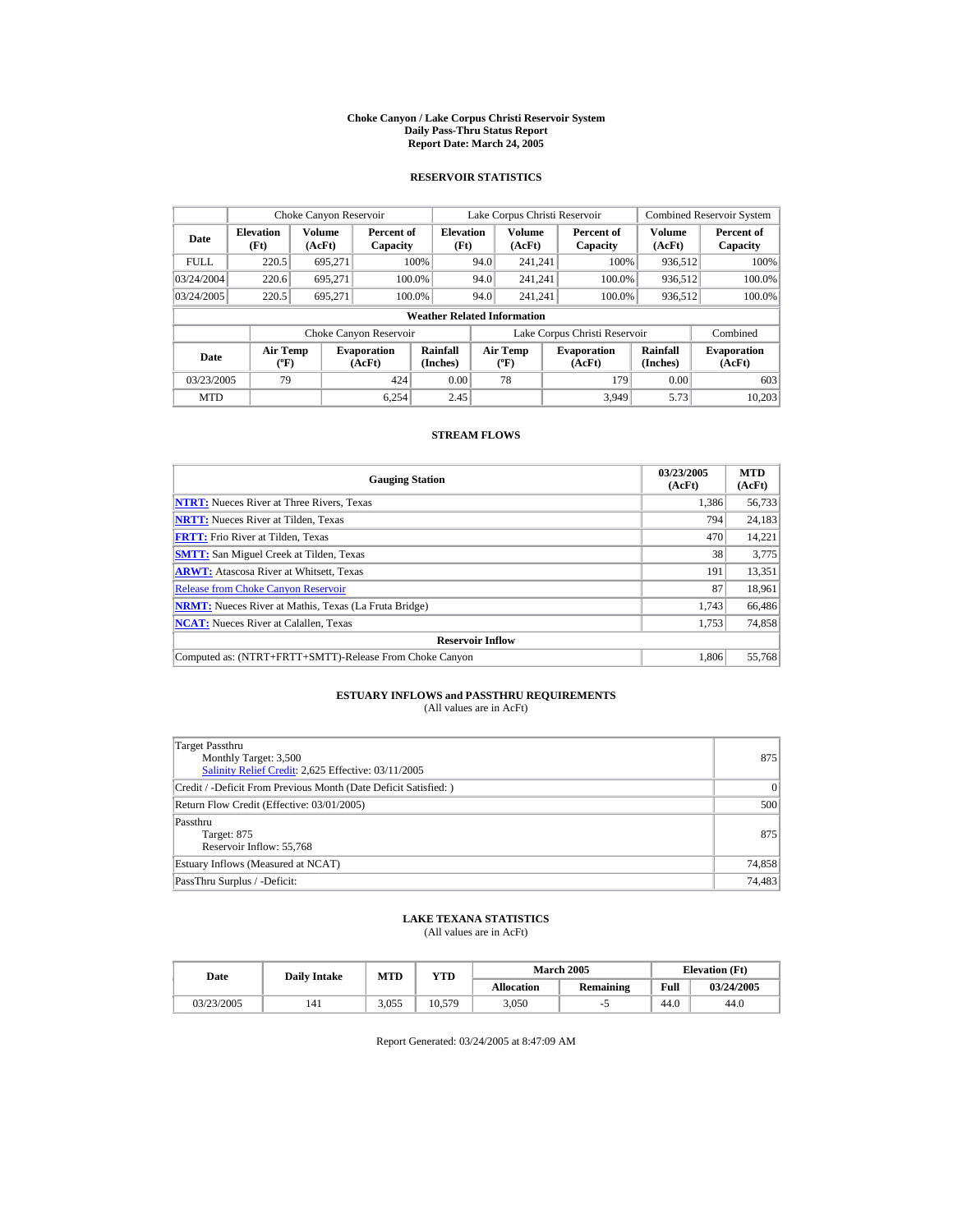**Choke Canyon / Lake Corpus Christi Reservoir System**
**Daily Pass-Thru Status Report**
**Report Date: March 24, 2005**

## RESERVOIR STATISTICS

| Date | Choke Canyon Reservoir | | | Lake Corpus Christi Reservoir | | | Combined Reservoir System | |
|---|---|---|---|---|---|---|---|---|
| | Elevation (Ft) | Volume (AcFt) | Percent of Capacity | Elevation (Ft) | Volume (AcFt) | Percent of Capacity | Volume (AcFt) | Percent of Capacity |
| FULL | 220.5 | 695,271 | 100% | 94.0 | 241,241 | 100% | 936,512 | 100% |
| 03/24/2004 | 220.6 | 695,271 | 100.0% | 94.0 | 241,241 | 100.0% | 936,512 | 100.0% |
| 03/24/2005 | 220.5 | 695,271 | 100.0% | 94.0 | 241,241 | 100.0% | 936,512 | 100.0% |

**Weather Related Information**

| Date | Choke Canyon Reservoir | | | Lake Corpus Christi Reservoir | | | Combined |
|---|---|---|---|---|---|---|---|
| | Air Temp (ºF) | Evaporation (AcFt) | Rainfall (Inches) | Air Temp (ºF) | Evaporation (AcFt) | Rainfall (Inches) | Evaporation (AcFt) |
| 03/23/2005 | 79 | 424 | 0.00 | 78 | 179 | 0.00 | 603 |
| MTD | | 6,254 | 2.45 | | 3,949 | 5.73 | 10,203 |

## STREAM FLOWS

| Gauging Station | 03/23/2005 (AcFt) | MTD (AcFt) |
|---|---|---|
| **NTRT:** Nueces River at Three Rivers, Texas | 1,386 | 56,733 |
| **NRTT:** Nueces River at Tilden, Texas | 794 | 24,183 |
| **FRTT:** Frio River at Tilden, Texas | 470 | 14,221 |
| **SMTT:** San Miguel Creek at Tilden, Texas | 38 | 3,775 |
| **ARWT:** Atascosa River at Whitsett, Texas | 191 | 13,351 |
| Release from Choke Canyon Reservoir | 87 | 18,961 |
| **NRMT:** Nueces River at Mathis, Texas (La Fruta Bridge) | 1,743 | 66,486 |
| **NCAT:** Nueces River at Calallen, Texas | 1,753 | 74,858 |
| **Reservoir Inflow** | | |
| Computed as: (NTRT+FRTT+SMTT)-Release From Choke Canyon | 1,806 | 55,768 |

## ESTUARY INFLOWS and PASSTHRU REQUIREMENTS

(All values are in AcFt)

| | |
|---|---|
| Target Passthru<br>Monthly Target: 3,500<br>Salinity Relief Credit: 2,625 Effective: 03/11/2005 | 875 |
| Credit / -Deficit From Previous Month (Date Deficit Satisfied: ) | 0 |
| Return Flow Credit (Effective: 03/01/2005) | 500 |
| Passthru<br>Target: 875<br>Reservoir Inflow: 55,768 | 875 |
| Estuary Inflows (Measured at NCAT) | 74,858 |
| PassThru Surplus / -Deficit: | 74,483 |

## LAKE TEXANA STATISTICS

(All values are in AcFt)

| Date | Daily Intake | MTD | YTD | March 2005 | | Elevation (Ft) | |
|---|---|---|---|---|---|---|---|
| | | | | Allocation | Remaining | Full | 03/24/2005 |
| 03/23/2005 | 141 | 3,055 | 10,579 | 3,050 | -5 | 44.0 | 44.0 |

Report Generated: 03/24/2005 at 8:47:09 AM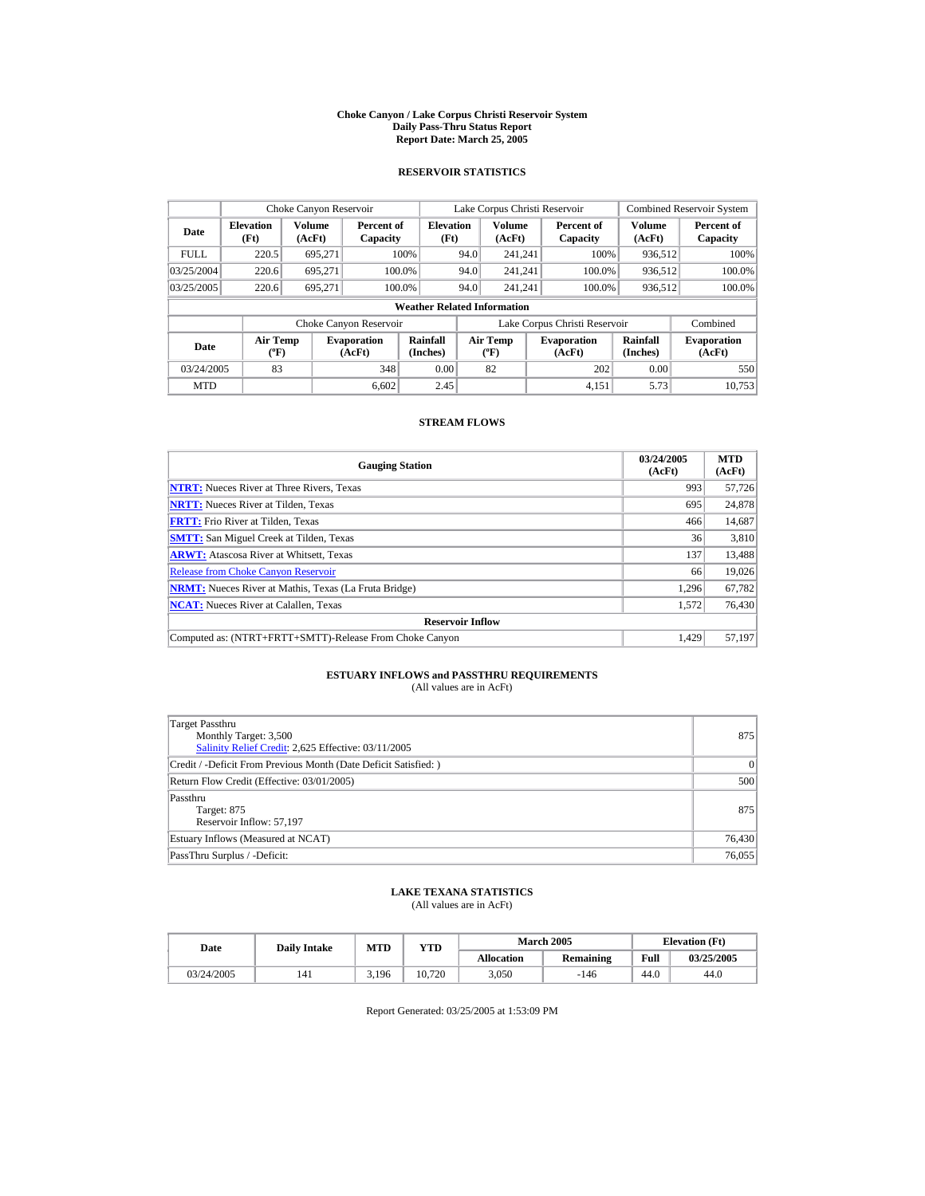# Choke Canyon / Lake Corpus Christi Reservoir System
## Daily Pass-Thru Status Report
## Report Date: March 25, 2005

### RESERVOIR STATISTICS

| Date | Choke Canyon Reservoir | | | Lake Corpus Christi Reservoir | | | Combined Reservoir System | |
|---|---|---|---|---|---|---|---|---|
| | Elevation (Ft) | Volume (AcFt) | Percent of Capacity | Elevation (Ft) | Volume (AcFt) | Percent of Capacity | Volume (AcFt) | Percent of Capacity |
| FULL | 220.5 | 695,271 | 100% | 94.0 | 241,241 | 100% | 936,512 | 100% |
| 03/25/2004 | 220.6 | 695,271 | 100.0% | 94.0 | 241,241 | 100.0% | 936,512 | 100.0% |
| 03/25/2005 | 220.6 | 695,271 | 100.0% | 94.0 | 241,241 | 100.0% | 936,512 | 100.0% |

**Weather Related Information**

| Date | Choke Canyon Reservoir | | | Lake Corpus Christi Reservoir | | | Combined |
|---|---|---|---|---|---|---|---|
| | Air Temp (ºF) | Evaporation (AcFt) | Rainfall (Inches) | Air Temp (ºF) | Evaporation (AcFt) | Rainfall (Inches) | Evaporation (AcFt) |
| 03/24/2005 | 83 | 348 | 0.00 | 82 | 202 | 0.00 | 550 |
| MTD | | 6,602 | 2.45 | | 4,151 | 5.73 | 10,753 |

### STREAM FLOWS

| Gauging Station | 03/24/2005 (AcFt) | MTD (AcFt) |
|---|---|---|
| **NTRT:** Nueces River at Three Rivers, Texas | 993 | 57,726 |
| **NRTT:** Nueces River at Tilden, Texas | 695 | 24,878 |
| **FRTT:** Frio River at Tilden, Texas | 466 | 14,687 |
| **SMTT:** San Miguel Creek at Tilden, Texas | 36 | 3,810 |
| **ARWT:** Atascosa River at Whitsett, Texas | 137 | 13,488 |
| Release from Choke Canyon Reservoir | 66 | 19,026 |
| **NRMT:** Nueces River at Mathis, Texas (La Fruta Bridge) | 1,296 | 67,782 |
| **NCAT:** Nueces River at Calallen, Texas | 1,572 | 76,430 |
| **Reservoir Inflow** | | |
| Computed as: (NTRT+FRTT+SMTT)-Release From Choke Canyon | 1,429 | 57,197 |

### ESTUARY INFLOWS and PASSTHRU REQUIREMENTS
(All values are in AcFt)

| | |
|---|---|
| Target Passthru<br>Monthly Target: 3,500<br>Salinity Relief Credit: 2,625 Effective: 03/11/2005 | 875 |
| Credit / -Deficit From Previous Month (Date Deficit Satisfied: ) | 0 |
| Return Flow Credit (Effective: 03/01/2005) | 500 |
| Passthru<br>Target: 875<br>Reservoir Inflow: 57,197 | 875 |
| Estuary Inflows (Measured at NCAT) | 76,430 |
| PassThru Surplus / -Deficit: | 76,055 |

### LAKE TEXANA STATISTICS
(All values are in AcFt)

| Date | Daily Intake | MTD | YTD | March 2005 | | Elevation (Ft) | |
|---|---|---|---|---|---|---|---|
| | | | | Allocation | Remaining | Full | 03/25/2005 |
| 03/24/2005 | 141 | 3,196 | 10,720 | 3,050 | -146 | 44.0 | 44.0 |

Report Generated: 03/25/2005 at 1:53:09 PM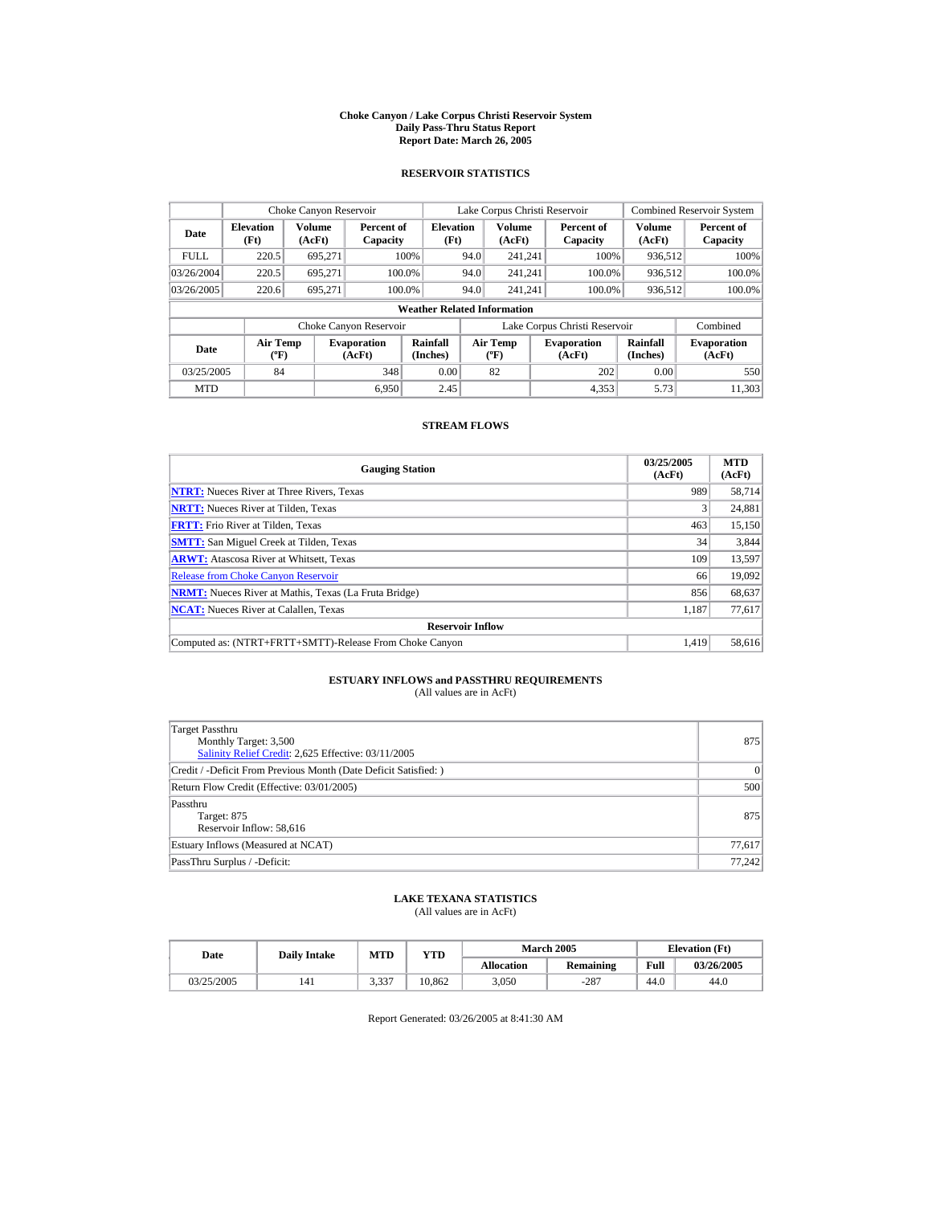**Choke Canyon / Lake Corpus Christi Reservoir System**
**Daily Pass-Thru Status Report**
**Report Date: March 26, 2005**

## RESERVOIR STATISTICS

| Date | Choke Canyon Reservoir | | | Lake Corpus Christi Reservoir | | | Combined Reservoir System | |
|---|---|---|---|---|---|---|---|---|
| | Elevation (Ft) | Volume (AcFt) | Percent of Capacity | Elevation (Ft) | Volume (AcFt) | Percent of Capacity | Volume (AcFt) | Percent of Capacity |
| FULL | 220.5 | 695,271 | 100% | 94.0 | 241,241 | 100% | 936,512 | 100% |
| 03/26/2004 | 220.5 | 695,271 | 100.0% | 94.0 | 241,241 | 100.0% | 936,512 | 100.0% |
| 03/26/2005 | 220.6 | 695,271 | 100.0% | 94.0 | 241,241 | 100.0% | 936,512 | 100.0% |

**Weather Related Information**

| Date | Choke Canyon Reservoir | | | Lake Corpus Christi Reservoir | | | Combined |
|---|---|---|---|---|---|---|---|
| | Air Temp (ºF) | Evaporation (AcFt) | Rainfall (Inches) | Air Temp (ºF) | Evaporation (AcFt) | Rainfall (Inches) | Evaporation (AcFt) |
| 03/25/2005 | 84 | 348 | 0.00 | 82 | 202 | 0.00 | 550 |
| MTD | | 6,950 | 2.45 | | 4,353 | 5.73 | 11,303 |

## STREAM FLOWS

| Gauging Station | 03/25/2005 (AcFt) | MTD (AcFt) |
|---|---|---|
| **NTRT:** Nueces River at Three Rivers, Texas | 989 | 58,714 |
| **NRTT:** Nueces River at Tilden, Texas | 3 | 24,881 |
| **FRTT:** Frio River at Tilden, Texas | 463 | 15,150 |
| **SMTT:** San Miguel Creek at Tilden, Texas | 34 | 3,844 |
| **ARWT:** Atascosa River at Whitsett, Texas | 109 | 13,597 |
| Release from Choke Canyon Reservoir | 66 | 19,092 |
| **NRMT:** Nueces River at Mathis, Texas (La Fruta Bridge) | 856 | 68,637 |
| **NCAT:** Nueces River at Calallen, Texas | 1,187 | 77,617 |
| **Reservoir Inflow** | | |
| Computed as: (NTRT+FRTT+SMTT)-Release From Choke Canyon | 1,419 | 58,616 |

## ESTUARY INFLOWS and PASSTHRU REQUIREMENTS

(All values are in AcFt)

| | |
|---|---|
| Target Passthru<br>Monthly Target: 3,500<br>Salinity Relief Credit: 2,625 Effective: 03/11/2005 | 875 |
| Credit / -Deficit From Previous Month (Date Deficit Satisfied: ) | 0 |
| Return Flow Credit (Effective: 03/01/2005) | 500 |
| Passthru<br>Target: 875<br>Reservoir Inflow: 58,616 | 875 |
| Estuary Inflows (Measured at NCAT) | 77,617 |
| PassThru Surplus / -Deficit: | 77,242 |

## LAKE TEXANA STATISTICS

(All values are in AcFt)

| Date | Daily Intake | MTD | YTD | March 2005 | | Elevation (Ft) | |
|---|---|---|---|---|---|---|---|
| | | | | Allocation | Remaining | Full | 03/26/2005 |
| 03/25/2005 | 141 | 3,337 | 10,862 | 3,050 | -287 | 44.0 | 44.0 |

Report Generated: 03/26/2005 at 8:41:30 AM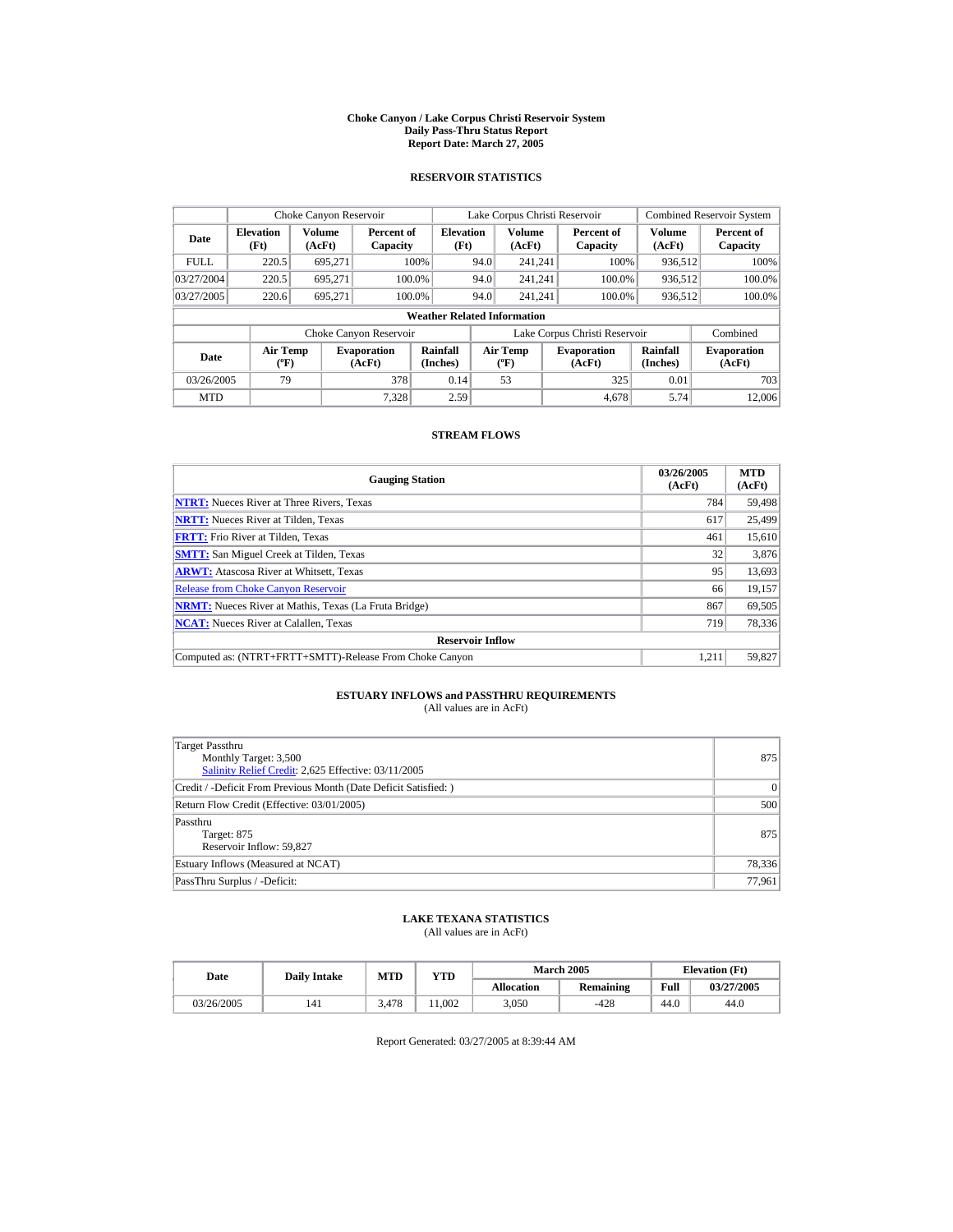# Choke Canyon / Lake Corpus Christi Reservoir System
## Daily Pass-Thru Status Report
## Report Date: March 27, 2005

### RESERVOIR STATISTICS

| Date | Choke Canyon Reservoir | | | Lake Corpus Christi Reservoir | | | Combined Reservoir System | |
|---|---|---|---|---|---|---|---|---|
| | Elevation (Ft) | Volume (AcFt) | Percent of Capacity | Elevation (Ft) | Volume (AcFt) | Percent of Capacity | Volume (AcFt) | Percent of Capacity |
| FULL | 220.5 | 695,271 | 100% | 94.0 | 241,241 | 100% | 936,512 | 100% |
| 03/27/2004 | 220.5 | 695,271 | 100.0% | 94.0 | 241,241 | 100.0% | 936,512 | 100.0% |
| 03/27/2005 | 220.6 | 695,271 | 100.0% | 94.0 | 241,241 | 100.0% | 936,512 | 100.0% |

**Weather Related Information**

| Date | Choke Canyon Reservoir | | | Lake Corpus Christi Reservoir | | | Combined |
|---|---|---|---|---|---|---|---|
| | Air Temp (ºF) | Evaporation (AcFt) | Rainfall (Inches) | Air Temp (ºF) | Evaporation (AcFt) | Rainfall (Inches) | Evaporation (AcFt) |
| 03/26/2005 | 79 | 378 | 0.14 | 53 | 325 | 0.01 | 703 |
| MTD | | 7,328 | 2.59 | | 4,678 | 5.74 | 12,006 |

### STREAM FLOWS

| Gauging Station | 03/26/2005 (AcFt) | MTD (AcFt) |
|---|---|---|
| NTRT: Nueces River at Three Rivers, Texas | 784 | 59,498 |
| NRTT: Nueces River at Tilden, Texas | 617 | 25,499 |
| FRTT: Frio River at Tilden, Texas | 461 | 15,610 |
| SMTT: San Miguel Creek at Tilden, Texas | 32 | 3,876 |
| ARWT: Atascosa River at Whitsett, Texas | 95 | 13,693 |
| Release from Choke Canyon Reservoir | 66 | 19,157 |
| NRMT: Nueces River at Mathis, Texas (La Fruta Bridge) | 867 | 69,505 |
| NCAT: Nueces River at Calallen, Texas | 719 | 78,336 |
| **Reservoir Inflow** | | |
| Computed as: (NTRT+FRTT+SMTT)-Release From Choke Canyon | 1,211 | 59,827 |

### ESTUARY INFLOWS and PASSTHRU REQUIREMENTS
(All values are in AcFt)

| | |
|---|---|
| Target Passthru<br>Monthly Target: 3,500<br>Salinity Relief Credit: 2,625 Effective: 03/11/2005 | 875 |
| Credit / -Deficit From Previous Month (Date Deficit Satisfied: ) | 0 |
| Return Flow Credit (Effective: 03/01/2005) | 500 |
| Passthru<br>Target: 875<br>Reservoir Inflow: 59,827 | 875 |
| Estuary Inflows (Measured at NCAT) | 78,336 |
| PassThru Surplus / -Deficit: | 77,961 |

### LAKE TEXANA STATISTICS
(All values are in AcFt)

| Date | Daily Intake | MTD | YTD | March 2005 | | Elevation (Ft) | |
|---|---|---|---|---|---|---|---|
| | | | | Allocation | Remaining | Full | 03/27/2005 |
| 03/26/2005 | 141 | 3,478 | 11,002 | 3,050 | -428 | 44.0 | 44.0 |

Report Generated: 03/27/2005 at 8:39:44 AM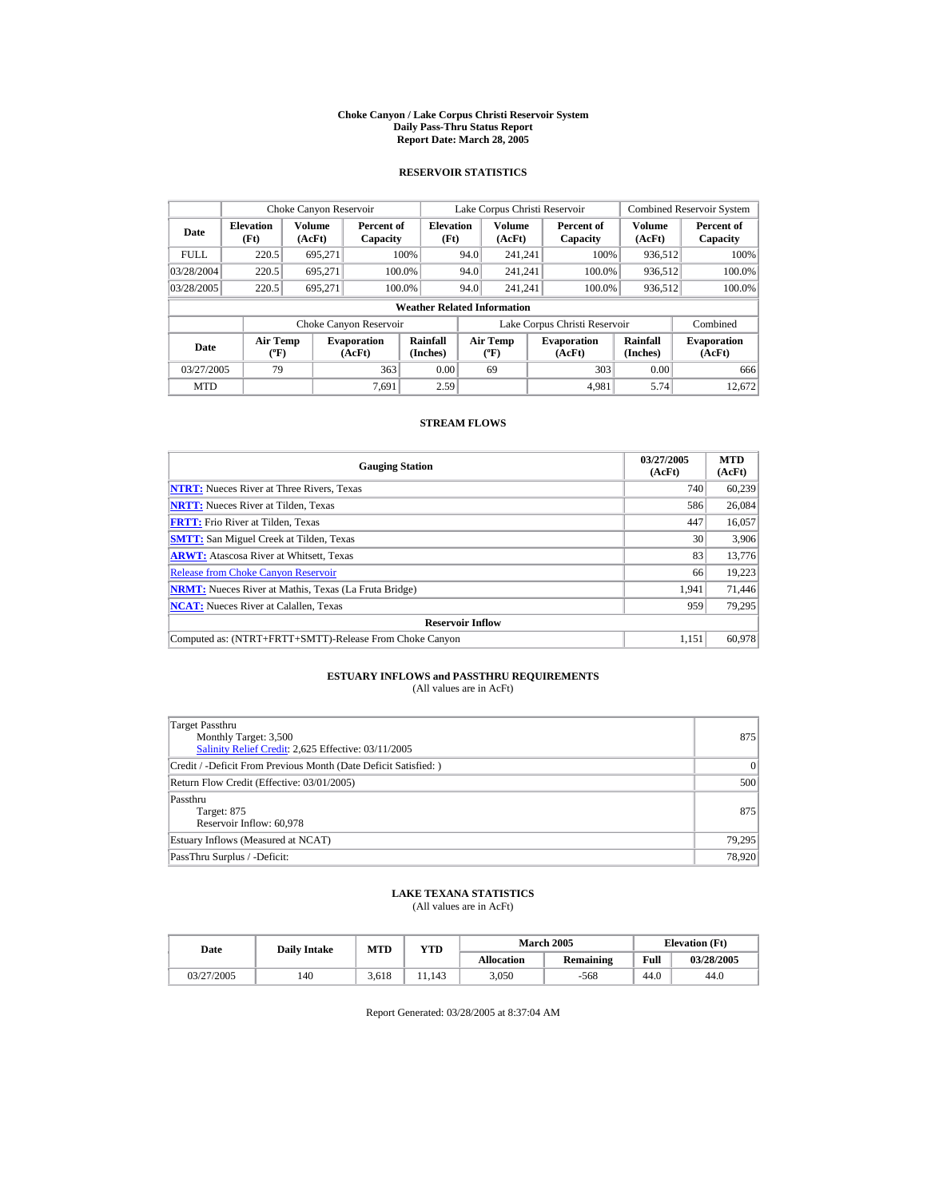# Choke Canyon / Lake Corpus Christi Reservoir System
## Daily Pass-Thru Status Report
### Report Date: March 28, 2005

### RESERVOIR STATISTICS

| Date | Choke Canyon Reservoir | | | Lake Corpus Christi Reservoir | | | Combined Reservoir System | |
|---|---|---|---|---|---|---|---|---|
| | Elevation (Ft) | Volume (AcFt) | Percent of Capacity | Elevation (Ft) | Volume (AcFt) | Percent of Capacity | Volume (AcFt) | Percent of Capacity |
| FULL | 220.5 | 695,271 | 100% | 94.0 | 241,241 | 100% | 936,512 | 100% |
| 03/28/2004 | 220.5 | 695,271 | 100.0% | 94.0 | 241,241 | 100.0% | 936,512 | 100.0% |
| 03/28/2005 | 220.5 | 695,271 | 100.0% | 94.0 | 241,241 | 100.0% | 936,512 | 100.0% |

**Weather Related Information**

| Date | Choke Canyon Reservoir | | | Lake Corpus Christi Reservoir | | | Combined |
|---|---|---|---|---|---|---|---|
| | Air Temp (ºF) | Evaporation (AcFt) | Rainfall (Inches) | Air Temp (ºF) | Evaporation (AcFt) | Rainfall (Inches) | Evaporation (AcFt) |
| 03/27/2005 | 79 | 363 | 0.00 | 69 | 303 | 0.00 | 666 |
| MTD | | 7,691 | 2.59 | | 4,981 | 5.74 | 12,672 |

### STREAM FLOWS

| Gauging Station | 03/27/2005 (AcFt) | MTD (AcFt) |
|---|---|---|
| **NTRT:** Nueces River at Three Rivers, Texas | 740 | 60,239 |
| **NRTT:** Nueces River at Tilden, Texas | 586 | 26,084 |
| **FRTT:** Frio River at Tilden, Texas | 447 | 16,057 |
| **SMTT:** San Miguel Creek at Tilden, Texas | 30 | 3,906 |
| **ARWT:** Atascosa River at Whitsett, Texas | 83 | 13,776 |
| Release from Choke Canyon Reservoir | 66 | 19,223 |
| **NRMT:** Nueces River at Mathis, Texas (La Fruta Bridge) | 1,941 | 71,446 |
| **NCAT:** Nueces River at Calallen, Texas | 959 | 79,295 |
| **Reservoir Inflow** | | |
| Computed as: (NTRT+FRTT+SMTT)-Release From Choke Canyon | 1,151 | 60,978 |

### ESTUARY INFLOWS and PASSTHRU REQUIREMENTS
(All values are in AcFt)

| | |
|---|---|
| Target Passthru<br>Monthly Target: 3,500<br>Salinity Relief Credit: 2,625 Effective: 03/11/2005 | 875 |
| Credit / -Deficit From Previous Month (Date Deficit Satisfied: ) | 0 |
| Return Flow Credit (Effective: 03/01/2005) | 500 |
| Passthru<br>Target: 875<br>Reservoir Inflow: 60,978 | 875 |
| Estuary Inflows (Measured at NCAT) | 79,295 |
| PassThru Surplus / -Deficit: | 78,920 |

### LAKE TEXANA STATISTICS
(All values are in AcFt)

| Date | Daily Intake | MTD | YTD | March 2005 | | Elevation (Ft) | |
|---|---|---|---|---|---|---|---|
| | | | | Allocation | Remaining | Full | 03/28/2005 |
| 03/27/2005 | 140 | 3,618 | 11,143 | 3,050 | -568 | 44.0 | 44.0 |

Report Generated: 03/28/2005 at 8:37:04 AM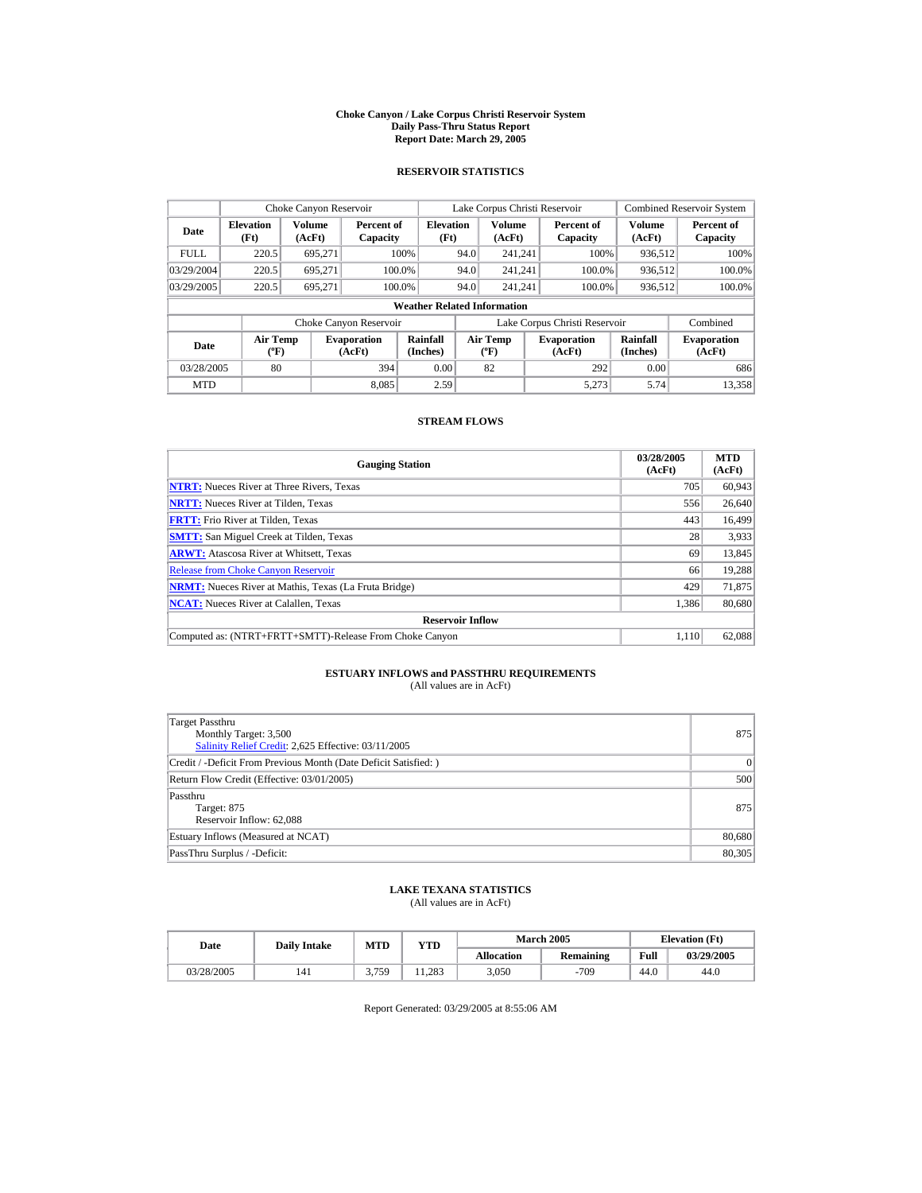# Choke Canyon / Lake Corpus Christi Reservoir System
## Daily Pass-Thru Status Report
## Report Date: March 29, 2005

### RESERVOIR STATISTICS

| Date | Choke Canyon Reservoir | | | Lake Corpus Christi Reservoir | | | Combined Reservoir System | |
|---|---|---|---|---|---|---|---|---|
| | Elevation (Ft) | Volume (AcFt) | Percent of Capacity | Elevation (Ft) | Volume (AcFt) | Percent of Capacity | Volume (AcFt) | Percent of Capacity |
| FULL | 220.5 | 695,271 | 100% | 94.0 | 241,241 | 100% | 936,512 | 100% |
| 03/29/2004 | 220.5 | 695,271 | 100.0% | 94.0 | 241,241 | 100.0% | 936,512 | 100.0% |
| 03/29/2005 | 220.5 | 695,271 | 100.0% | 94.0 | 241,241 | 100.0% | 936,512 | 100.0% |

**Weather Related Information**

| Date | Choke Canyon Reservoir | | | Lake Corpus Christi Reservoir | | | Combined |
|---|---|---|---|---|---|---|---|
| | Air Temp (ºF) | Evaporation (AcFt) | Rainfall (Inches) | Air Temp (ºF) | Evaporation (AcFt) | Rainfall (Inches) | Evaporation (AcFt) |
| 03/28/2005 | 80 | 394 | 0.00 | 82 | 292 | 0.00 | 686 |
| MTD | | 8,085 | 2.59 | | 5,273 | 5.74 | 13,358 |

### STREAM FLOWS

| Gauging Station | 03/28/2005 (AcFt) | MTD (AcFt) |
|---|---|---|
| **NTRT:** Nueces River at Three Rivers, Texas | 705 | 60,943 |
| **NRTT:** Nueces River at Tilden, Texas | 556 | 26,640 |
| **FRTT:** Frio River at Tilden, Texas | 443 | 16,499 |
| **SMTT:** San Miguel Creek at Tilden, Texas | 28 | 3,933 |
| **ARWT:** Atascosa River at Whitsett, Texas | 69 | 13,845 |
| Release from Choke Canyon Reservoir | 66 | 19,288 |
| **NRMT:** Nueces River at Mathis, Texas (La Fruta Bridge) | 429 | 71,875 |
| **NCAT:** Nueces River at Calallen, Texas | 1,386 | 80,680 |
| **Reservoir Inflow** | | |
| Computed as: (NTRT+FRTT+SMTT)-Release From Choke Canyon | 1,110 | 62,088 |

### ESTUARY INFLOWS and PASSTHRU REQUIREMENTS
(All values are in AcFt)

| Item | Value |
|---|---|
| Target Passthru<br>Monthly Target: 3,500<br>Salinity Relief Credit: 2,625 Effective: 03/11/2005 | 875 |
| Credit / -Deficit From Previous Month (Date Deficit Satisfied: ) | 0 |
| Return Flow Credit (Effective: 03/01/2005) | 500 |
| Passthru<br>Target: 875<br>Reservoir Inflow: 62,088 | 875 |
| Estuary Inflows (Measured at NCAT) | 80,680 |
| PassThru Surplus / -Deficit: | 80,305 |

### LAKE TEXANA STATISTICS
(All values are in AcFt)

| Date | Daily Intake | MTD | YTD | March 2005 | | Elevation (Ft) | |
|---|---|---|---|---|---|---|---|
| | | | | Allocation | Remaining | Full | 03/29/2005 |
| 03/28/2005 | 141 | 3,759 | 11,283 | 3,050 | -709 | 44.0 | 44.0 |

Report Generated: 03/29/2005 at 8:55:06 AM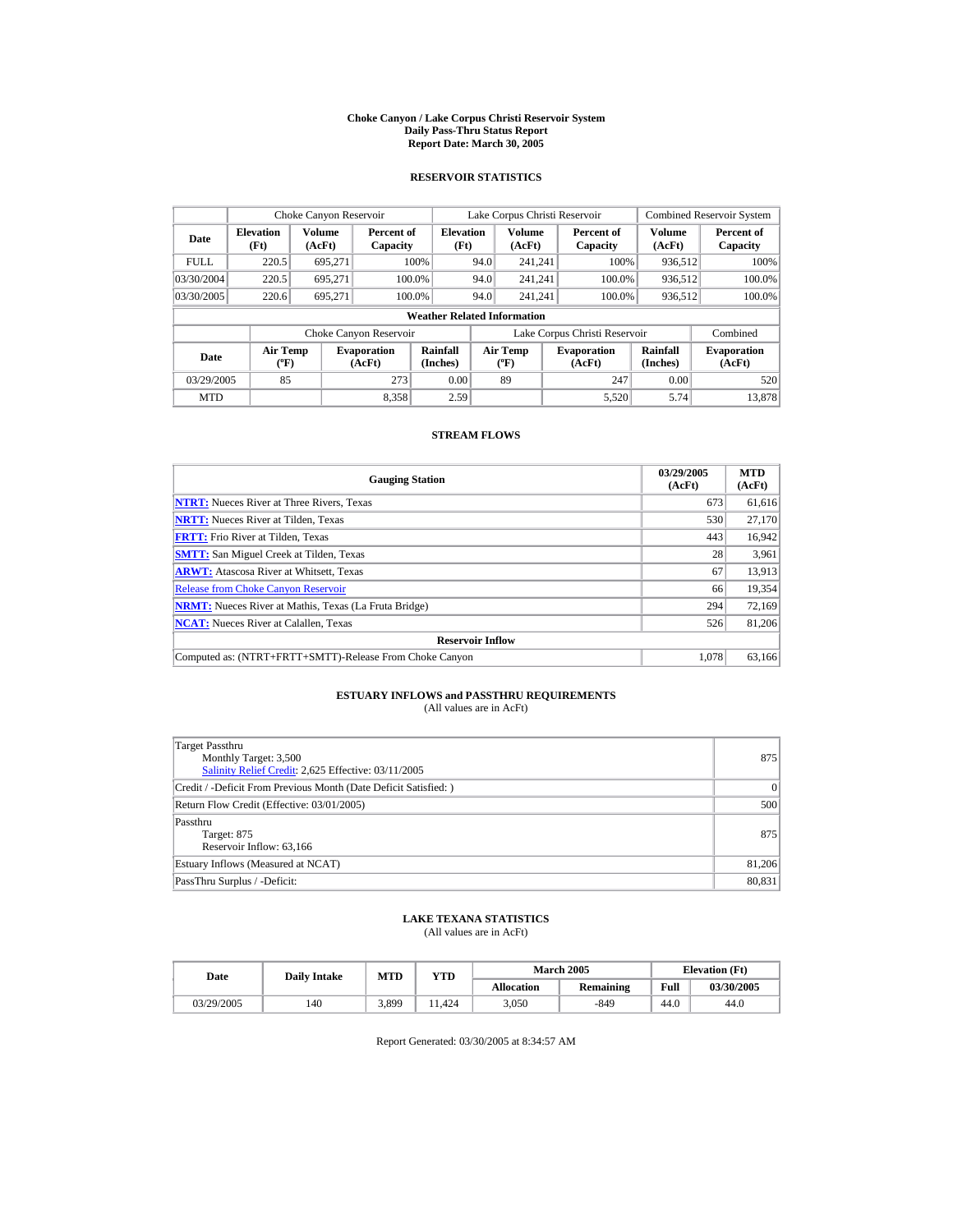# Choke Canyon / Lake Corpus Christi Reservoir System
## Daily Pass-Thru Status Report
### Report Date: March 30, 2005

## RESERVOIR STATISTICS

| Date | Choke Canyon Reservoir | | | Lake Corpus Christi Reservoir | | | Combined Reservoir System | |
|---|---|---|---|---|---|---|---|---|
| | Elevation (Ft) | Volume (AcFt) | Percent of Capacity | Elevation (Ft) | Volume (AcFt) | Percent of Capacity | Volume (AcFt) | Percent of Capacity |
| FULL | 220.5 | 695,271 | 100% | 94.0 | 241,241 | 100% | 936,512 | 100% |
| 03/30/2004 | 220.5 | 695,271 | 100.0% | 94.0 | 241,241 | 100.0% | 936,512 | 100.0% |
| 03/30/2005 | 220.6 | 695,271 | 100.0% | 94.0 | 241,241 | 100.0% | 936,512 | 100.0% |

**Weather Related Information**

| Date | Choke Canyon Reservoir | | | Lake Corpus Christi Reservoir | | | Combined |
|---|---|---|---|---|---|---|---|
| | Air Temp (ºF) | Evaporation (AcFt) | Rainfall (Inches) | Air Temp (ºF) | Evaporation (AcFt) | Rainfall (Inches) | Evaporation (AcFt) |
| 03/29/2005 | 85 | 273 | 0.00 | 89 | 247 | 0.00 | 520 |
| MTD | | 8,358 | 2.59 | | 5,520 | 5.74 | 13,878 |

## STREAM FLOWS

| Gauging Station | 03/29/2005 (AcFt) | MTD (AcFt) |
|---|---|---|
| **NTRT:** Nueces River at Three Rivers, Texas | 673 | 61,616 |
| **NRTT:** Nueces River at Tilden, Texas | 530 | 27,170 |
| **FRTT:** Frio River at Tilden, Texas | 443 | 16,942 |
| **SMTT:** San Miguel Creek at Tilden, Texas | 28 | 3,961 |
| **ARWT:** Atascosa River at Whitsett, Texas | 67 | 13,913 |
| Release from Choke Canyon Reservoir | 66 | 19,354 |
| **NRMT:** Nueces River at Mathis, Texas (La Fruta Bridge) | 294 | 72,169 |
| **NCAT:** Nueces River at Calallen, Texas | 526 | 81,206 |
| **Reservoir Inflow** | | |
| Computed as: (NTRT+FRTT+SMTT)-Release From Choke Canyon | 1,078 | 63,166 |

## ESTUARY INFLOWS and PASSTHRU REQUIREMENTS
(All values are in AcFt)

| | |
|---|---|
| Target Passthru<br>Monthly Target: 3,500<br>Salinity Relief Credit: 2,625 Effective: 03/11/2005 | 875 |
| Credit / -Deficit From Previous Month (Date Deficit Satisfied: ) | 0 |
| Return Flow Credit (Effective: 03/01/2005) | 500 |
| Passthru<br>Target: 875<br>Reservoir Inflow: 63,166 | 875 |
| Estuary Inflows (Measured at NCAT) | 81,206 |
| PassThru Surplus / -Deficit: | 80,831 |

## LAKE TEXANA STATISTICS
(All values are in AcFt)

| Date | Daily Intake | MTD | YTD | March 2005 | | Elevation (Ft) | |
|---|---|---|---|---|---|---|---|
| | | | | Allocation | Remaining | Full | 03/30/2005 |
| 03/29/2005 | 140 | 3,899 | 11,424 | 3,050 | -849 | 44.0 | 44.0 |

Report Generated: 03/30/2005 at 8:34:57 AM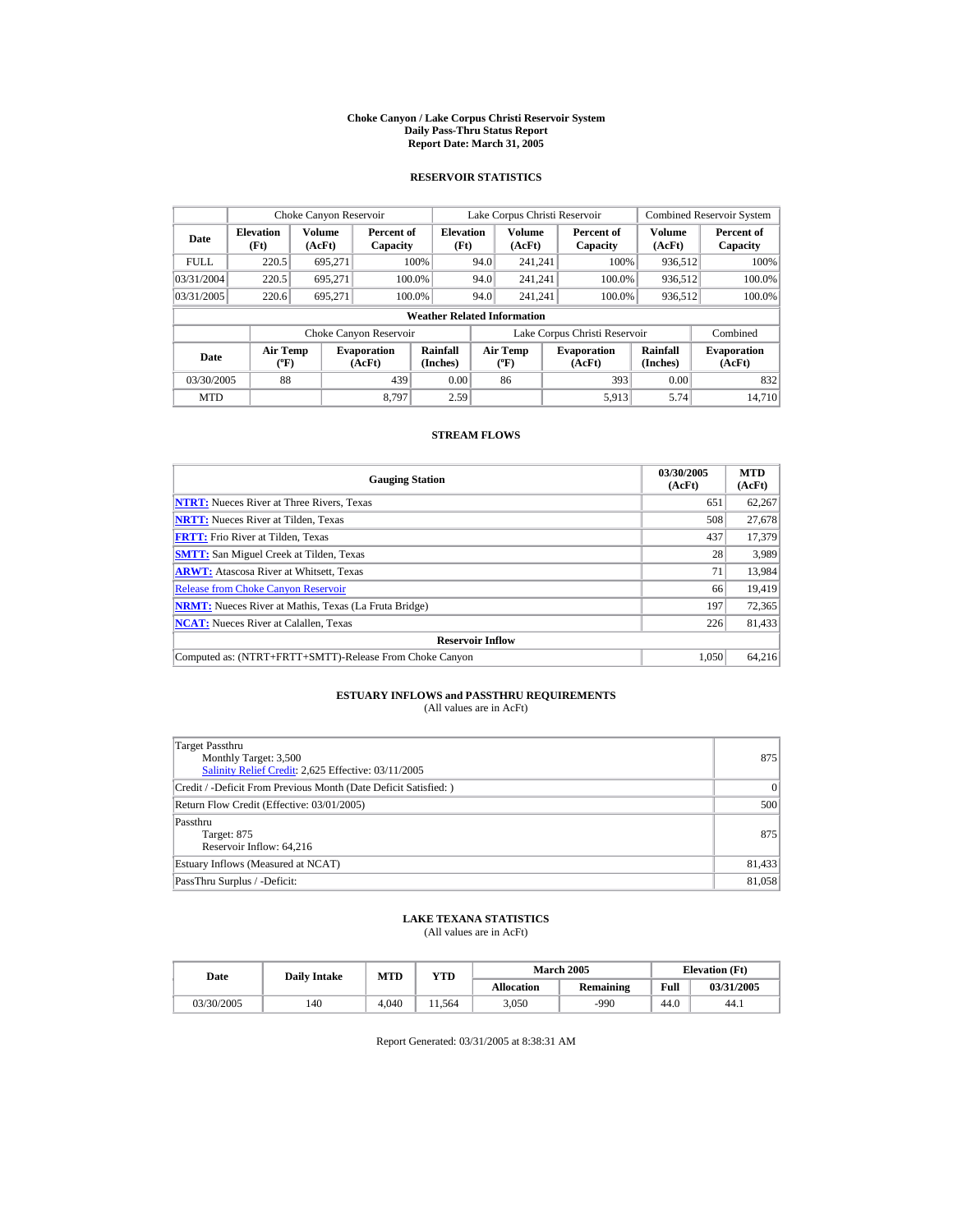# Choke Canyon / Lake Corpus Christi Reservoir System
## Daily Pass-Thru Status Report
## Report Date: March 31, 2005

### RESERVOIR STATISTICS

| | Choke Canyon Reservoir | | | Lake Corpus Christi Reservoir | | | Combined Reservoir System | |
|---|---|---|---|---|---|---|---|---|
| Date | Elevation (Ft) | Volume (AcFt) | Percent of Capacity | Elevation (Ft) | Volume (AcFt) | Percent of Capacity | Volume (AcFt) | Percent of Capacity |
| FULL | 220.5 | 695,271 | 100% | 94.0 | 241,241 | 100% | 936,512 | 100% |
| 03/31/2004 | 220.5 | 695,271 | 100.0% | 94.0 | 241,241 | 100.0% | 936,512 | 100.0% |
| 03/31/2005 | 220.6 | 695,271 | 100.0% | 94.0 | 241,241 | 100.0% | 936,512 | 100.0% |

**Weather Related Information**

| | Choke Canyon Reservoir | | | Lake Corpus Christi Reservoir | | | Combined |
|---|---|---|---|---|---|---|---|
| Date | Air Temp (ºF) | Evaporation (AcFt) | Rainfall (Inches) | Air Temp (ºF) | Evaporation (AcFt) | Rainfall (Inches) | Evaporation (AcFt) |
| 03/30/2005 | 88 | 439 | 0.00 | 86 | 393 | 0.00 | 832 |
| MTD | | 8,797 | 2.59 | | 5,913 | 5.74 | 14,710 |

### STREAM FLOWS

| Gauging Station | 03/30/2005 (AcFt) | MTD (AcFt) |
|---|---|---|
| **NTRT:** Nueces River at Three Rivers, Texas | 651 | 62,267 |
| **NRTT:** Nueces River at Tilden, Texas | 508 | 27,678 |
| **FRTT:** Frio River at Tilden, Texas | 437 | 17,379 |
| **SMTT:** San Miguel Creek at Tilden, Texas | 28 | 3,989 |
| **ARWT:** Atascosa River at Whitsett, Texas | 71 | 13,984 |
| Release from Choke Canyon Reservoir | 66 | 19,419 |
| **NRMT:** Nueces River at Mathis, Texas (La Fruta Bridge) | 197 | 72,365 |
| **NCAT:** Nueces River at Calallen, Texas | 226 | 81,433 |
| **Reservoir Inflow** | | |
| Computed as: (NTRT+FRTT+SMTT)-Release From Choke Canyon | 1,050 | 64,216 |

### ESTUARY INFLOWS and PASSTHRU REQUIREMENTS
(All values are in AcFt)

| | |
|---|---|
| Target Passthru<br>Monthly Target: 3,500<br>Salinity Relief Credit: 2,625 Effective: 03/11/2005 | 875 |
| Credit / -Deficit From Previous Month (Date Deficit Satisfied: ) | 0 |
| Return Flow Credit (Effective: 03/01/2005) | 500 |
| Passthru<br>Target: 875<br>Reservoir Inflow: 64,216 | 875 |
| Estuary Inflows (Measured at NCAT) | 81,433 |
| PassThru Surplus / -Deficit: | 81,058 |

### LAKE TEXANA STATISTICS
(All values are in AcFt)

| Date | Daily Intake | MTD | YTD | March 2005 | | Elevation (Ft) | |
|---|---|---|---|---|---|---|---|
| | | | | Allocation | Remaining | Full | 03/31/2005 |
| 03/30/2005 | 140 | 4,040 | 11,564 | 3,050 | -990 | 44.0 | 44.1 |

Report Generated: 03/31/2005 at 8:38:31 AM